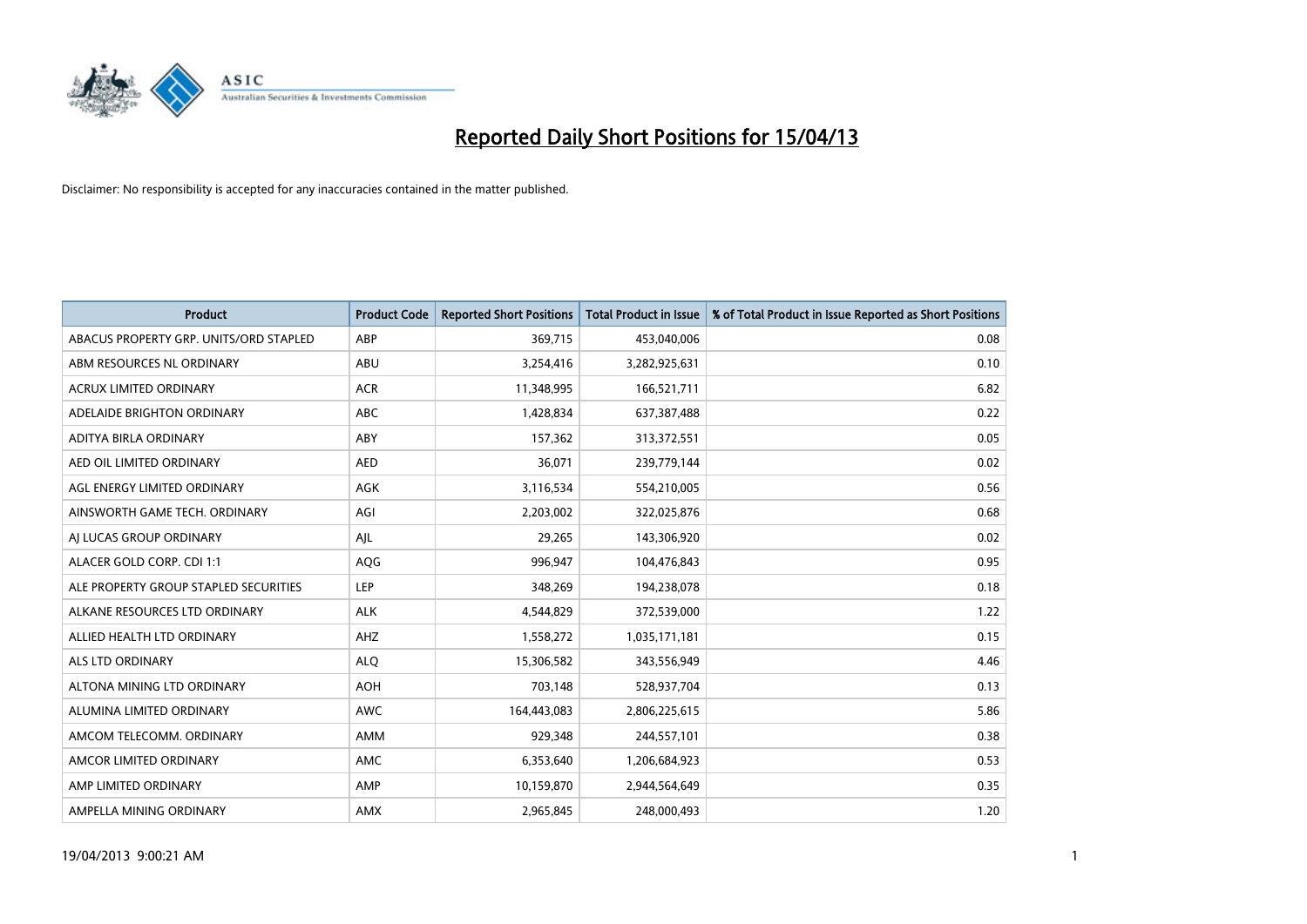# Reported Daily Short Positions for 15/04/13

Disclaimer: No responsibility is accepted for any inaccuracies contained in the matter published.

| Product | Product Code | Reported Short Positions | Total Product in Issue | % of Total Product in Issue Reported as Short Positions |
|---|---|---|---|---|
| ABACUS PROPERTY GRP. UNITS/ORD STAPLED | ABP | 369,715 | 453,040,006 | 0.08 |
| ABM RESOURCES NL ORDINARY | ABU | 3,254,416 | 3,282,925,631 | 0.10 |
| ACRUX LIMITED ORDINARY | ACR | 11,348,995 | 166,521,711 | 6.82 |
| ADELAIDE BRIGHTON ORDINARY | ABC | 1,428,834 | 637,387,488 | 0.22 |
| ADITYA BIRLA ORDINARY | ABY | 157,362 | 313,372,551 | 0.05 |
| AED OIL LIMITED ORDINARY | AED | 36,071 | 239,779,144 | 0.02 |
| AGL ENERGY LIMITED ORDINARY | AGK | 3,116,534 | 554,210,005 | 0.56 |
| AINSWORTH GAME TECH. ORDINARY | AGI | 2,203,002 | 322,025,876 | 0.68 |
| AJ LUCAS GROUP ORDINARY | AJL | 29,265 | 143,306,920 | 0.02 |
| ALACER GOLD CORP. CDI 1:1 | AQG | 996,947 | 104,476,843 | 0.95 |
| ALE PROPERTY GROUP STAPLED SECURITIES | LEP | 348,269 | 194,238,078 | 0.18 |
| ALKANE RESOURCES LTD ORDINARY | ALK | 4,544,829 | 372,539,000 | 1.22 |
| ALLIED HEALTH LTD ORDINARY | AHZ | 1,558,272 | 1,035,171,181 | 0.15 |
| ALS LTD ORDINARY | ALQ | 15,306,582 | 343,556,949 | 4.46 |
| ALTONA MINING LTD ORDINARY | AOH | 703,148 | 528,937,704 | 0.13 |
| ALUMINA LIMITED ORDINARY | AWC | 164,443,083 | 2,806,225,615 | 5.86 |
| AMCOM TELECOMM. ORDINARY | AMM | 929,348 | 244,557,101 | 0.38 |
| AMCOR LIMITED ORDINARY | AMC | 6,353,640 | 1,206,684,923 | 0.53 |
| AMP LIMITED ORDINARY | AMP | 10,159,870 | 2,944,564,649 | 0.35 |
| AMPELLA MINING ORDINARY | AMX | 2,965,845 | 248,000,493 | 1.20 |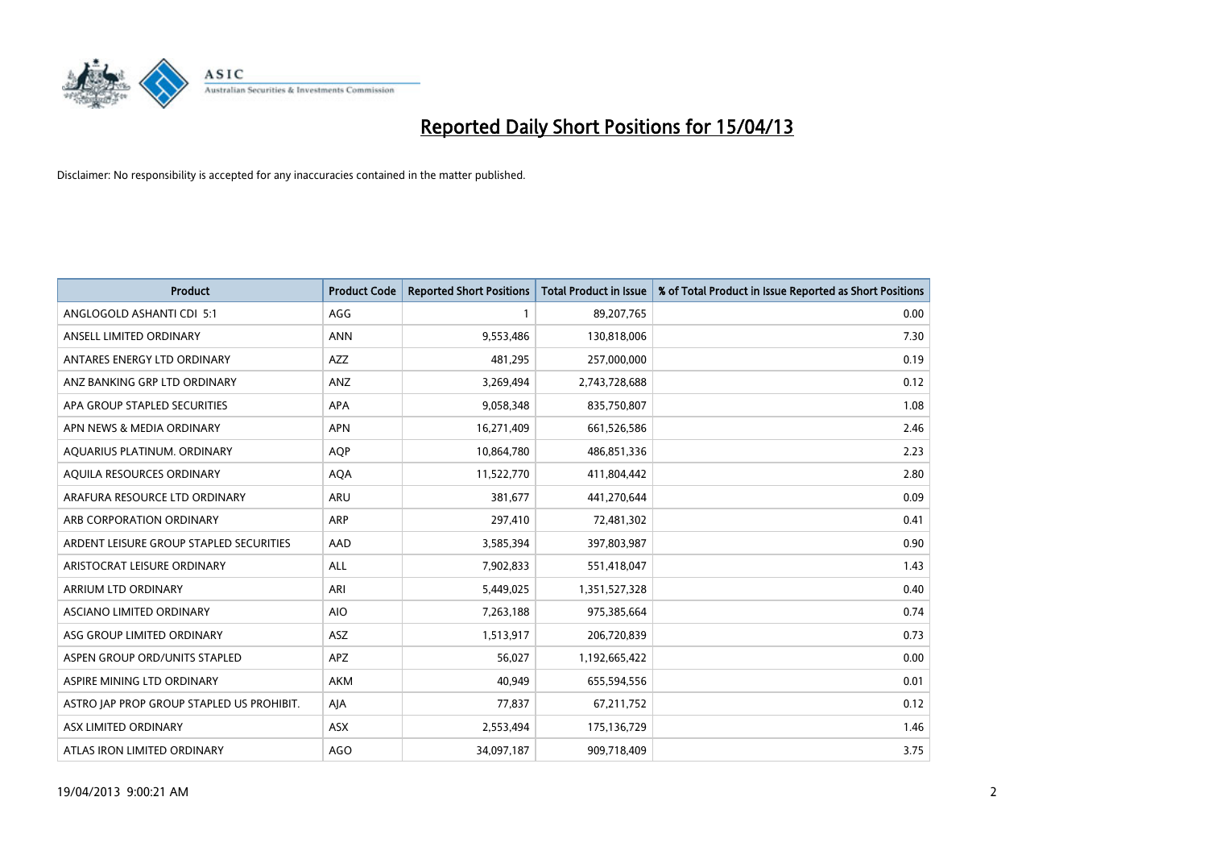# Reported Daily Short Positions for 15/04/13

Disclaimer: No responsibility is accepted for any inaccuracies contained in the matter published.

| Product | Product Code | Reported Short Positions | Total Product in Issue | % of Total Product in Issue Reported as Short Positions |
|---|---|---|---|---|
| ANGLOGOLD ASHANTI CDI 5:1 | AGG | 1 | 89,207,765 | 0.00 |
| ANSELL LIMITED ORDINARY | ANN | 9,553,486 | 130,818,006 | 7.30 |
| ANTARES ENERGY LTD ORDINARY | AZZ | 481,295 | 257,000,000 | 0.19 |
| ANZ BANKING GRP LTD ORDINARY | ANZ | 3,269,494 | 2,743,728,688 | 0.12 |
| APA GROUP STAPLED SECURITIES | APA | 9,058,348 | 835,750,807 | 1.08 |
| APN NEWS & MEDIA ORDINARY | APN | 16,271,409 | 661,526,586 | 2.46 |
| AQUARIUS PLATINUM. ORDINARY | AQP | 10,864,780 | 486,851,336 | 2.23 |
| AQUILA RESOURCES ORDINARY | AQA | 11,522,770 | 411,804,442 | 2.80 |
| ARAFURA RESOURCE LTD ORDINARY | ARU | 381,677 | 441,270,644 | 0.09 |
| ARB CORPORATION ORDINARY | ARP | 297,410 | 72,481,302 | 0.41 |
| ARDENT LEISURE GROUP STAPLED SECURITIES | AAD | 3,585,394 | 397,803,987 | 0.90 |
| ARISTOCRAT LEISURE ORDINARY | ALL | 7,902,833 | 551,418,047 | 1.43 |
| ARRIUM LTD ORDINARY | ARI | 5,449,025 | 1,351,527,328 | 0.40 |
| ASCIANO LIMITED ORDINARY | AIO | 7,263,188 | 975,385,664 | 0.74 |
| ASG GROUP LIMITED ORDINARY | ASZ | 1,513,917 | 206,720,839 | 0.73 |
| ASPEN GROUP ORD/UNITS STAPLED | APZ | 56,027 | 1,192,665,422 | 0.00 |
| ASPIRE MINING LTD ORDINARY | AKM | 40,949 | 655,594,556 | 0.01 |
| ASTRO JAP PROP GROUP STAPLED US PROHIBIT. | AJA | 77,837 | 67,211,752 | 0.12 |
| ASX LIMITED ORDINARY | ASX | 2,553,494 | 175,136,729 | 1.46 |
| ATLAS IRON LIMITED ORDINARY | AGO | 34,097,187 | 909,718,409 | 3.75 |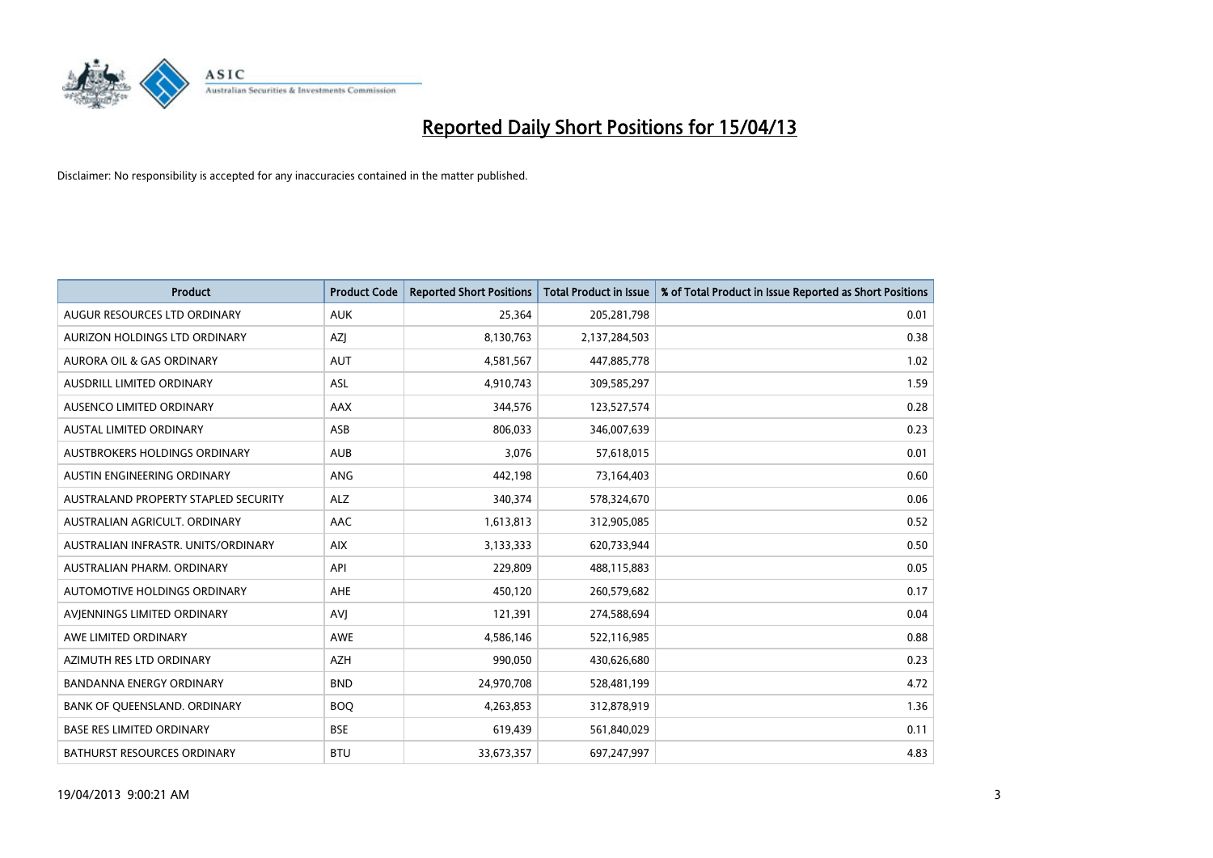# Reported Daily Short Positions for 15/04/13

Disclaimer: No responsibility is accepted for any inaccuracies contained in the matter published.

| Product | Product Code | Reported Short Positions | Total Product in Issue | % of Total Product in Issue Reported as Short Positions |
|---|---|---|---|---|
| AUGUR RESOURCES LTD ORDINARY | AUK | 25,364 | 205,281,798 | 0.01 |
| AURIZON HOLDINGS LTD ORDINARY | AZJ | 8,130,763 | 2,137,284,503 | 0.38 |
| AURORA OIL & GAS ORDINARY | AUT | 4,581,567 | 447,885,778 | 1.02 |
| AUSDRILL LIMITED ORDINARY | ASL | 4,910,743 | 309,585,297 | 1.59 |
| AUSENCO LIMITED ORDINARY | AAX | 344,576 | 123,527,574 | 0.28 |
| AUSTAL LIMITED ORDINARY | ASB | 806,033 | 346,007,639 | 0.23 |
| AUSTBROKERS HOLDINGS ORDINARY | AUB | 3,076 | 57,618,015 | 0.01 |
| AUSTIN ENGINEERING ORDINARY | ANG | 442,198 | 73,164,403 | 0.60 |
| AUSTRALAND PROPERTY STAPLED SECURITY | ALZ | 340,374 | 578,324,670 | 0.06 |
| AUSTRALIAN AGRICULT. ORDINARY | AAC | 1,613,813 | 312,905,085 | 0.52 |
| AUSTRALIAN INFRASTR. UNITS/ORDINARY | AIX | 3,133,333 | 620,733,944 | 0.50 |
| AUSTRALIAN PHARM. ORDINARY | API | 229,809 | 488,115,883 | 0.05 |
| AUTOMOTIVE HOLDINGS ORDINARY | AHE | 450,120 | 260,579,682 | 0.17 |
| AVJENNINGS LIMITED ORDINARY | AVJ | 121,391 | 274,588,694 | 0.04 |
| AWE LIMITED ORDINARY | AWE | 4,586,146 | 522,116,985 | 0.88 |
| AZIMUTH RES LTD ORDINARY | AZH | 990,050 | 430,626,680 | 0.23 |
| BANDANNA ENERGY ORDINARY | BND | 24,970,708 | 528,481,199 | 4.72 |
| BANK OF QUEENSLAND. ORDINARY | BOQ | 4,263,853 | 312,878,919 | 1.36 |
| BASE RES LIMITED ORDINARY | BSE | 619,439 | 561,840,029 | 0.11 |
| BATHURST RESOURCES ORDINARY | BTU | 33,673,357 | 697,247,997 | 4.83 |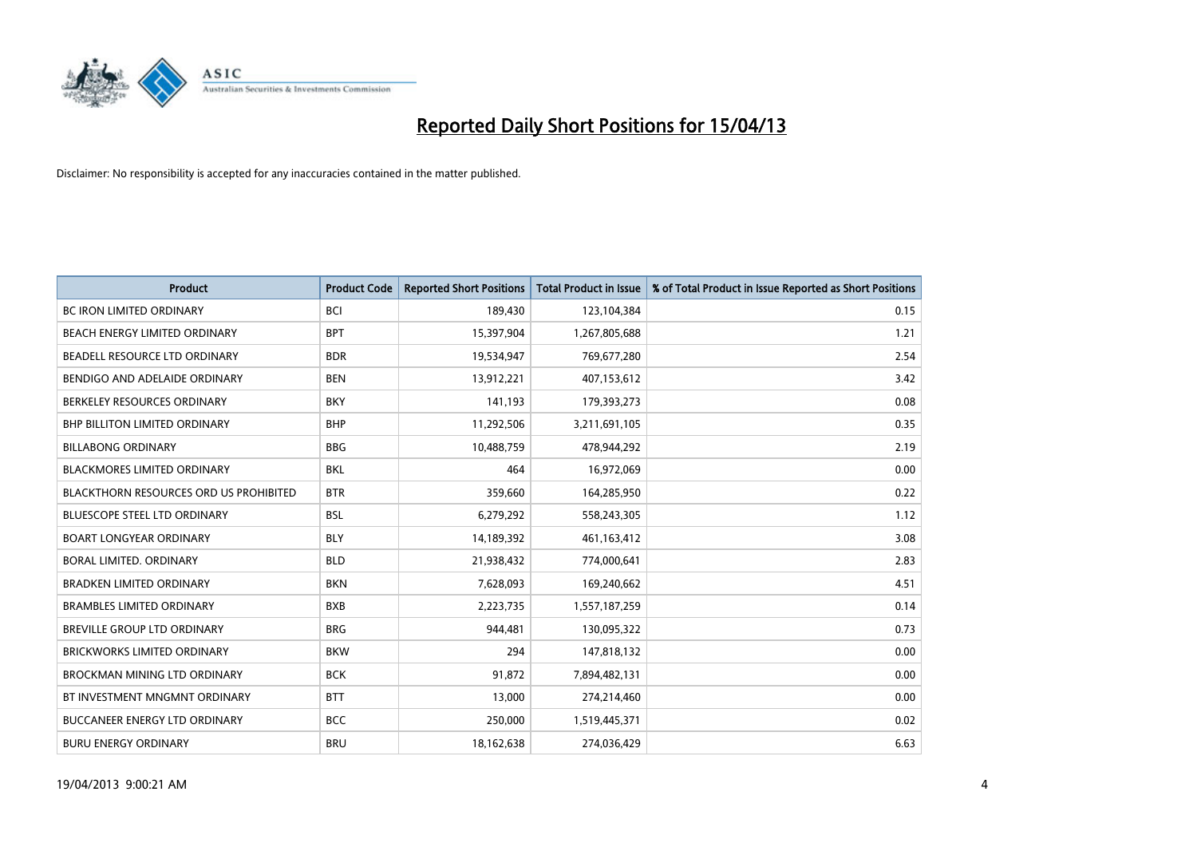# Reported Daily Short Positions for 15/04/13

Disclaimer: No responsibility is accepted for any inaccuracies contained in the matter published.

| Product | Product Code | Reported Short Positions | Total Product in Issue | % of Total Product in Issue Reported as Short Positions |
|---|---|---|---|---|
| BC IRON LIMITED ORDINARY | BCI | 189,430 | 123,104,384 | 0.15 |
| BEACH ENERGY LIMITED ORDINARY | BPT | 15,397,904 | 1,267,805,688 | 1.21 |
| BEADELL RESOURCE LTD ORDINARY | BDR | 19,534,947 | 769,677,280 | 2.54 |
| BENDIGO AND ADELAIDE ORDINARY | BEN | 13,912,221 | 407,153,612 | 3.42 |
| BERKELEY RESOURCES ORDINARY | BKY | 141,193 | 179,393,273 | 0.08 |
| BHP BILLITON LIMITED ORDINARY | BHP | 11,292,506 | 3,211,691,105 | 0.35 |
| BILLABONG ORDINARY | BBG | 10,488,759 | 478,944,292 | 2.19 |
| BLACKMORES LIMITED ORDINARY | BKL | 464 | 16,972,069 | 0.00 |
| BLACKTHORN RESOURCES ORD US PROHIBITED | BTR | 359,660 | 164,285,950 | 0.22 |
| BLUESCOPE STEEL LTD ORDINARY | BSL | 6,279,292 | 558,243,305 | 1.12 |
| BOART LONGYEAR ORDINARY | BLY | 14,189,392 | 461,163,412 | 3.08 |
| BORAL LIMITED. ORDINARY | BLD | 21,938,432 | 774,000,641 | 2.83 |
| BRADKEN LIMITED ORDINARY | BKN | 7,628,093 | 169,240,662 | 4.51 |
| BRAMBLES LIMITED ORDINARY | BXB | 2,223,735 | 1,557,187,259 | 0.14 |
| BREVILLE GROUP LTD ORDINARY | BRG | 944,481 | 130,095,322 | 0.73 |
| BRICKWORKS LIMITED ORDINARY | BKW | 294 | 147,818,132 | 0.00 |
| BROCKMAN MINING LTD ORDINARY | BCK | 91,872 | 7,894,482,131 | 0.00 |
| BT INVESTMENT MNGMNT ORDINARY | BTT | 13,000 | 274,214,460 | 0.00 |
| BUCCANEER ENERGY LTD ORDINARY | BCC | 250,000 | 1,519,445,371 | 0.02 |
| BURU ENERGY ORDINARY | BRU | 18,162,638 | 274,036,429 | 6.63 |

19/04/2013 9:00:21 AM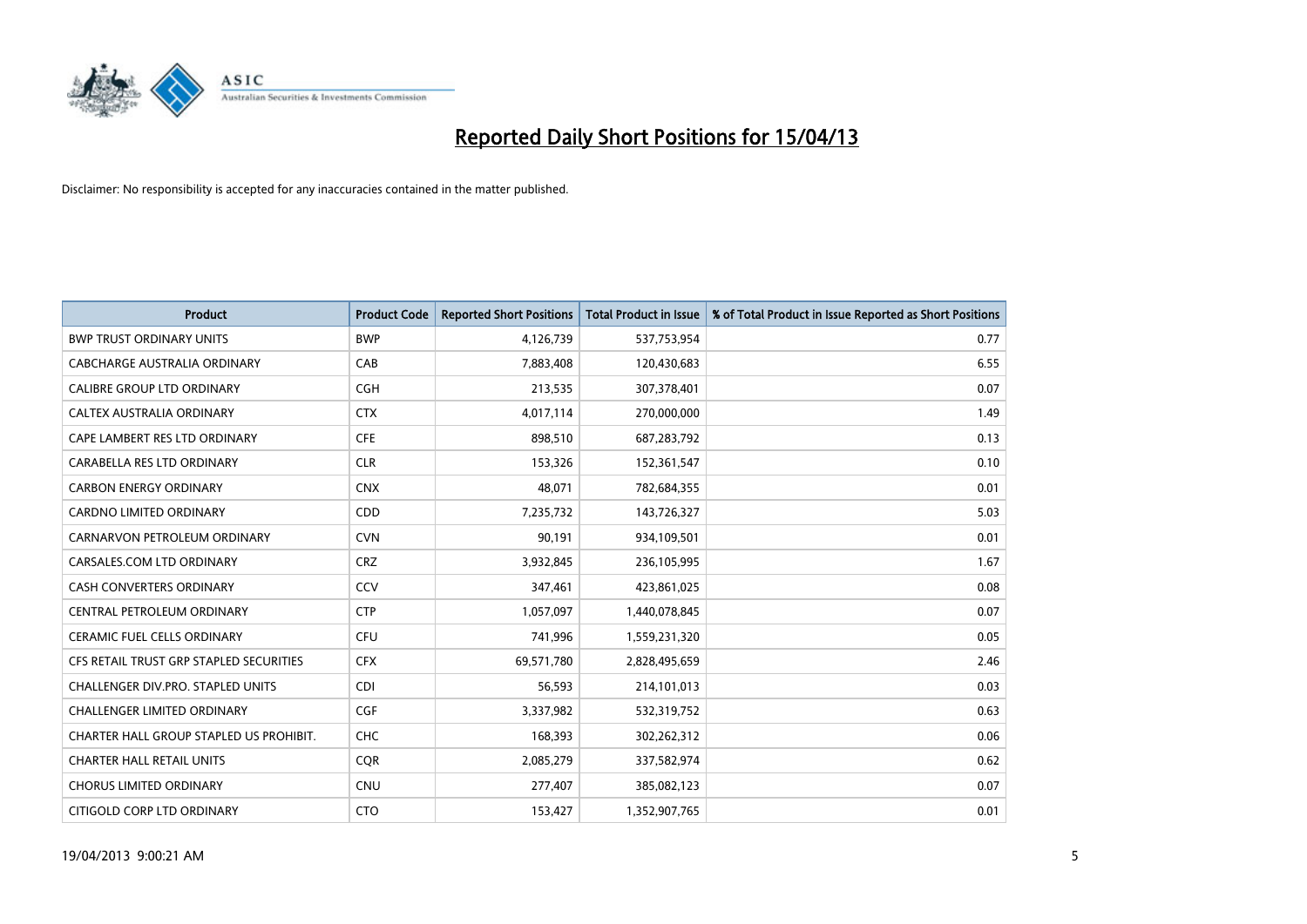# Reported Daily Short Positions for 15/04/13

Disclaimer: No responsibility is accepted for any inaccuracies contained in the matter published.

| Product | Product Code | Reported Short Positions | Total Product in Issue | % of Total Product in Issue Reported as Short Positions |
| --- | --- | --- | --- | --- |
| BWP TRUST ORDINARY UNITS | BWP | 4,126,739 | 537,753,954 | 0.77 |
| CABCHARGE AUSTRALIA ORDINARY | CAB | 7,883,408 | 120,430,683 | 6.55 |
| CALIBRE GROUP LTD ORDINARY | CGH | 213,535 | 307,378,401 | 0.07 |
| CALTEX AUSTRALIA ORDINARY | CTX | 4,017,114 | 270,000,000 | 1.49 |
| CAPE LAMBERT RES LTD ORDINARY | CFE | 898,510 | 687,283,792 | 0.13 |
| CARABELLA RES LTD ORDINARY | CLR | 153,326 | 152,361,547 | 0.10 |
| CARBON ENERGY ORDINARY | CNX | 48,071 | 782,684,355 | 0.01 |
| CARDNO LIMITED ORDINARY | CDD | 7,235,732 | 143,726,327 | 5.03 |
| CARNARVON PETROLEUM ORDINARY | CVN | 90,191 | 934,109,501 | 0.01 |
| CARSALES.COM LTD ORDINARY | CRZ | 3,932,845 | 236,105,995 | 1.67 |
| CASH CONVERTERS ORDINARY | CCV | 347,461 | 423,861,025 | 0.08 |
| CENTRAL PETROLEUM ORDINARY | CTP | 1,057,097 | 1,440,078,845 | 0.07 |
| CERAMIC FUEL CELLS ORDINARY | CFU | 741,996 | 1,559,231,320 | 0.05 |
| CFS RETAIL TRUST GRP STAPLED SECURITIES | CFX | 69,571,780 | 2,828,495,659 | 2.46 |
| CHALLENGER DIV.PRO. STAPLED UNITS | CDI | 56,593 | 214,101,013 | 0.03 |
| CHALLENGER LIMITED ORDINARY | CGF | 3,337,982 | 532,319,752 | 0.63 |
| CHARTER HALL GROUP STAPLED US PROHIBIT. | CHC | 168,393 | 302,262,312 | 0.06 |
| CHARTER HALL RETAIL UNITS | CQR | 2,085,279 | 337,582,974 | 0.62 |
| CHORUS LIMITED ORDINARY | CNU | 277,407 | 385,082,123 | 0.07 |
| CITIGOLD CORP LTD ORDINARY | CTO | 153,427 | 1,352,907,765 | 0.01 |

19/04/2013 9:00:21 AM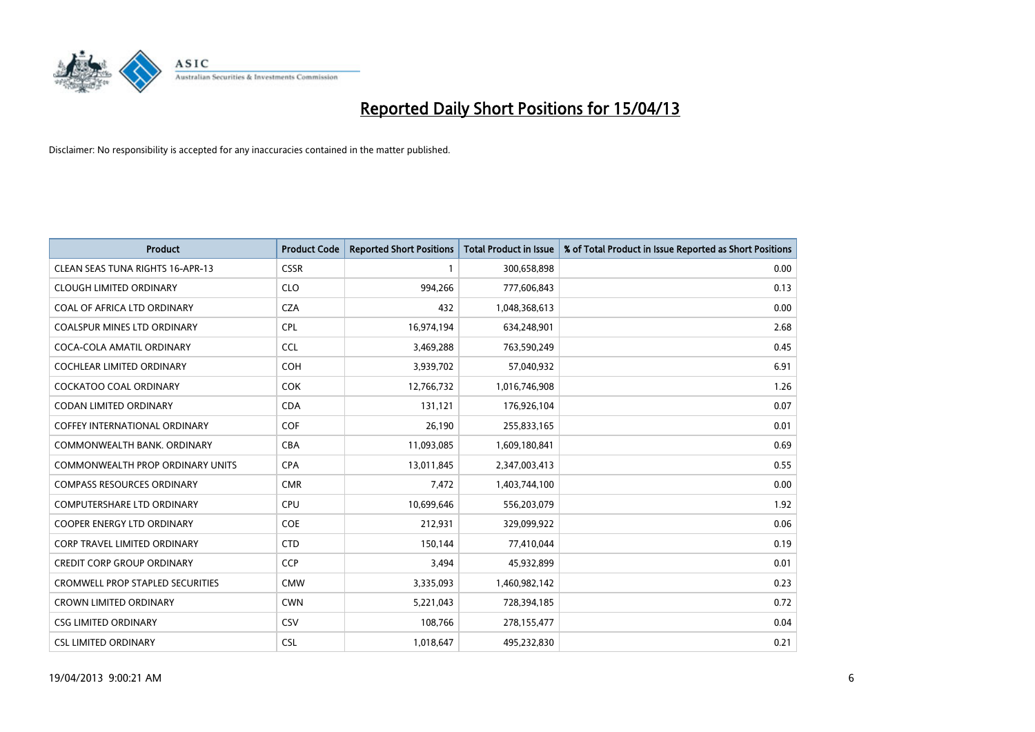# Reported Daily Short Positions for 15/04/13

Disclaimer: No responsibility is accepted for any inaccuracies contained in the matter published.

| Product | Product Code | Reported Short Positions | Total Product in Issue | % of Total Product in Issue Reported as Short Positions |
|---|---|---|---|---|
| CLEAN SEAS TUNA RIGHTS 16-APR-13 | CSSR | 1 | 300,658,898 | 0.00 |
| CLOUGH LIMITED ORDINARY | CLO | 994,266 | 777,606,843 | 0.13 |
| COAL OF AFRICA LTD ORDINARY | CZA | 432 | 1,048,368,613 | 0.00 |
| COALSPUR MINES LTD ORDINARY | CPL | 16,974,194 | 634,248,901 | 2.68 |
| COCA-COLA AMATIL ORDINARY | CCL | 3,469,288 | 763,590,249 | 0.45 |
| COCHLEAR LIMITED ORDINARY | COH | 3,939,702 | 57,040,932 | 6.91 |
| COCKATOO COAL ORDINARY | COK | 12,766,732 | 1,016,746,908 | 1.26 |
| CODAN LIMITED ORDINARY | CDA | 131,121 | 176,926,104 | 0.07 |
| COFFEY INTERNATIONAL ORDINARY | COF | 26,190 | 255,833,165 | 0.01 |
| COMMONWEALTH BANK. ORDINARY | CBA | 11,093,085 | 1,609,180,841 | 0.69 |
| COMMONWEALTH PROP ORDINARY UNITS | CPA | 13,011,845 | 2,347,003,413 | 0.55 |
| COMPASS RESOURCES ORDINARY | CMR | 7,472 | 1,403,744,100 | 0.00 |
| COMPUTERSHARE LTD ORDINARY | CPU | 10,699,646 | 556,203,079 | 1.92 |
| COOPER ENERGY LTD ORDINARY | COE | 212,931 | 329,099,922 | 0.06 |
| CORP TRAVEL LIMITED ORDINARY | CTD | 150,144 | 77,410,044 | 0.19 |
| CREDIT CORP GROUP ORDINARY | CCP | 3,494 | 45,932,899 | 0.01 |
| CROMWELL PROP STAPLED SECURITIES | CMW | 3,335,093 | 1,460,982,142 | 0.23 |
| CROWN LIMITED ORDINARY | CWN | 5,221,043 | 728,394,185 | 0.72 |
| CSG LIMITED ORDINARY | CSV | 108,766 | 278,155,477 | 0.04 |
| CSL LIMITED ORDINARY | CSL | 1,018,647 | 495,232,830 | 0.21 |

19/04/2013 9:00:21 AM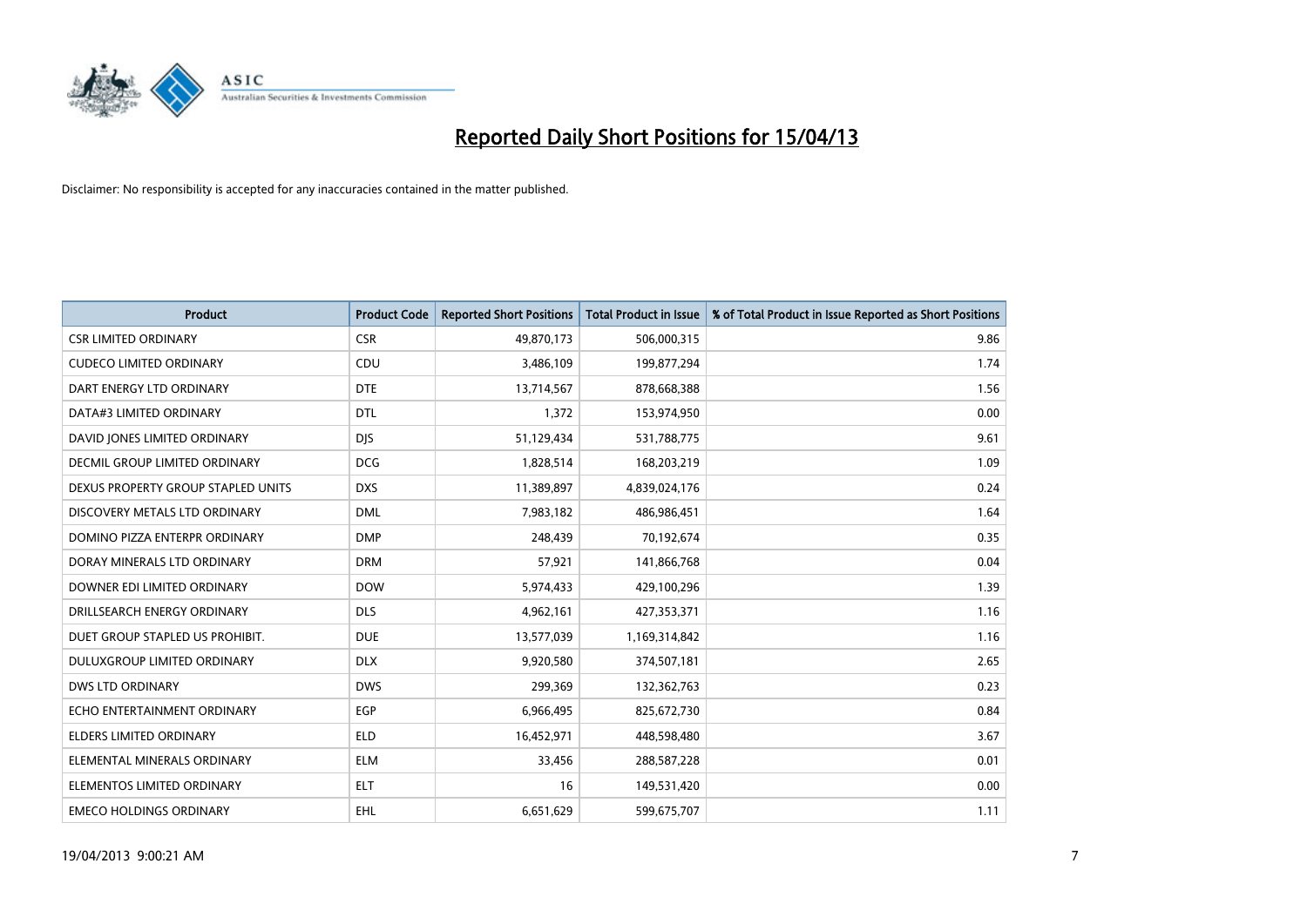# Reported Daily Short Positions for 15/04/13

Disclaimer: No responsibility is accepted for any inaccuracies contained in the matter published.

| Product | Product Code | Reported Short Positions | Total Product in Issue | % of Total Product in Issue Reported as Short Positions |
|---|---|---|---|---|
| CSR LIMITED ORDINARY | CSR | 49,870,173 | 506,000,315 | 9.86 |
| CUDECO LIMITED ORDINARY | CDU | 3,486,109 | 199,877,294 | 1.74 |
| DART ENERGY LTD ORDINARY | DTE | 13,714,567 | 878,668,388 | 1.56 |
| DATA#3 LIMITED ORDINARY | DTL | 1,372 | 153,974,950 | 0.00 |
| DAVID JONES LIMITED ORDINARY | DJS | 51,129,434 | 531,788,775 | 9.61 |
| DECMIL GROUP LIMITED ORDINARY | DCG | 1,828,514 | 168,203,219 | 1.09 |
| DEXUS PROPERTY GROUP STAPLED UNITS | DXS | 11,389,897 | 4,839,024,176 | 0.24 |
| DISCOVERY METALS LTD ORDINARY | DML | 7,983,182 | 486,986,451 | 1.64 |
| DOMINO PIZZA ENTERPR ORDINARY | DMP | 248,439 | 70,192,674 | 0.35 |
| DORAY MINERALS LTD ORDINARY | DRM | 57,921 | 141,866,768 | 0.04 |
| DOWNER EDI LIMITED ORDINARY | DOW | 5,974,433 | 429,100,296 | 1.39 |
| DRILLSEARCH ENERGY ORDINARY | DLS | 4,962,161 | 427,353,371 | 1.16 |
| DUET GROUP STAPLED US PROHIBIT. | DUE | 13,577,039 | 1,169,314,842 | 1.16 |
| DULUXGROUP LIMITED ORDINARY | DLX | 9,920,580 | 374,507,181 | 2.65 |
| DWS LTD ORDINARY | DWS | 299,369 | 132,362,763 | 0.23 |
| ECHO ENTERTAINMENT ORDINARY | EGP | 6,966,495 | 825,672,730 | 0.84 |
| ELDERS LIMITED ORDINARY | ELD | 16,452,971 | 448,598,480 | 3.67 |
| ELEMENTAL MINERALS ORDINARY | ELM | 33,456 | 288,587,228 | 0.01 |
| ELEMENTOS LIMITED ORDINARY | ELT | 16 | 149,531,420 | 0.00 |
| EMECO HOLDINGS ORDINARY | EHL | 6,651,629 | 599,675,707 | 1.11 |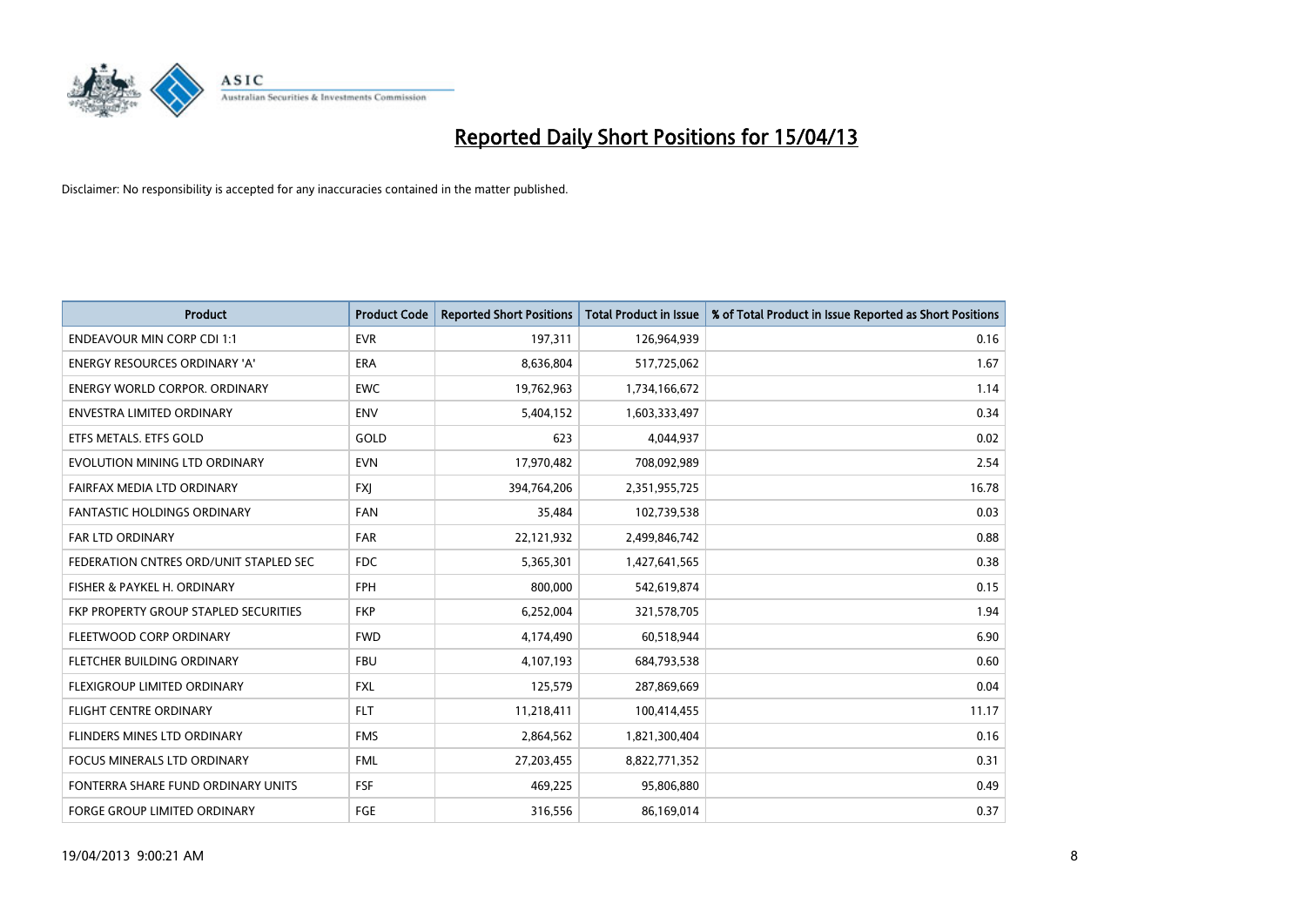# Reported Daily Short Positions for 15/04/13

Disclaimer: No responsibility is accepted for any inaccuracies contained in the matter published.

| Product | Product Code | Reported Short Positions | Total Product in Issue | % of Total Product in Issue Reported as Short Positions |
|---|---|---|---|---|
| ENDEAVOUR MIN CORP CDI 1:1 | EVR | 197,311 | 126,964,939 | 0.16 |
| ENERGY RESOURCES ORDINARY 'A' | ERA | 8,636,804 | 517,725,062 | 1.67 |
| ENERGY WORLD CORPOR. ORDINARY | EWC | 19,762,963 | 1,734,166,672 | 1.14 |
| ENVESTRA LIMITED ORDINARY | ENV | 5,404,152 | 1,603,333,497 | 0.34 |
| ETFS METALS. ETFS GOLD | GOLD | 623 | 4,044,937 | 0.02 |
| EVOLUTION MINING LTD ORDINARY | EVN | 17,970,482 | 708,092,989 | 2.54 |
| FAIRFAX MEDIA LTD ORDINARY | FXJ | 394,764,206 | 2,351,955,725 | 16.78 |
| FANTASTIC HOLDINGS ORDINARY | FAN | 35,484 | 102,739,538 | 0.03 |
| FAR LTD ORDINARY | FAR | 22,121,932 | 2,499,846,742 | 0.88 |
| FEDERATION CNTRES ORD/UNIT STAPLED SEC | FDC | 5,365,301 | 1,427,641,565 | 0.38 |
| FISHER & PAYKEL H. ORDINARY | FPH | 800,000 | 542,619,874 | 0.15 |
| FKP PROPERTY GROUP STAPLED SECURITIES | FKP | 6,252,004 | 321,578,705 | 1.94 |
| FLEETWOOD CORP ORDINARY | FWD | 4,174,490 | 60,518,944 | 6.90 |
| FLETCHER BUILDING ORDINARY | FBU | 4,107,193 | 684,793,538 | 0.60 |
| FLEXIGROUP LIMITED ORDINARY | FXL | 125,579 | 287,869,669 | 0.04 |
| FLIGHT CENTRE ORDINARY | FLT | 11,218,411 | 100,414,455 | 11.17 |
| FLINDERS MINES LTD ORDINARY | FMS | 2,864,562 | 1,821,300,404 | 0.16 |
| FOCUS MINERALS LTD ORDINARY | FML | 27,203,455 | 8,822,771,352 | 0.31 |
| FONTERRA SHARE FUND ORDINARY UNITS | FSF | 469,225 | 95,806,880 | 0.49 |
| FORGE GROUP LIMITED ORDINARY | FGE | 316,556 | 86,169,014 | 0.37 |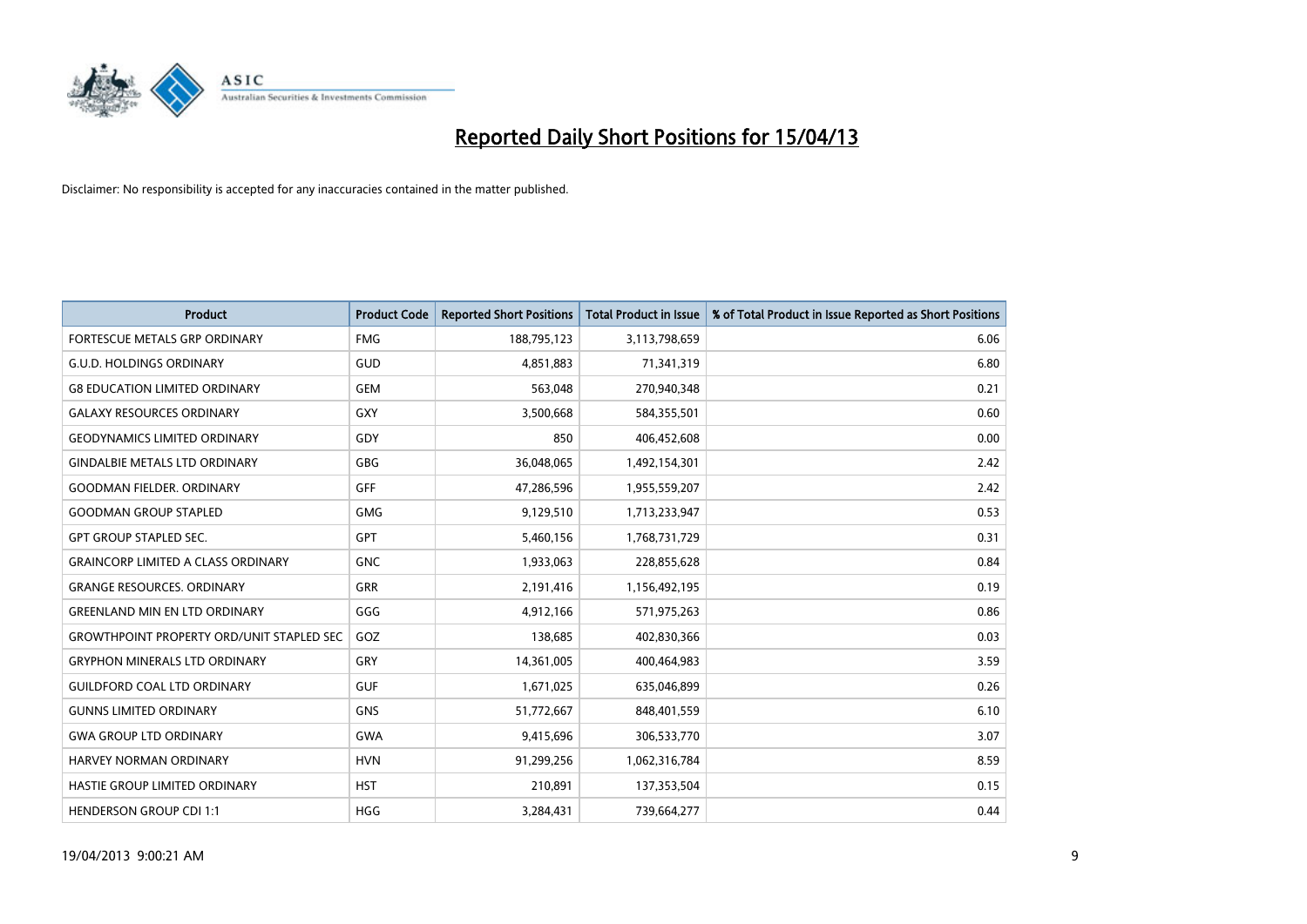# Reported Daily Short Positions for 15/04/13

Disclaimer: No responsibility is accepted for any inaccuracies contained in the matter published.

| Product | Product Code | Reported Short Positions | Total Product in Issue | % of Total Product in Issue Reported as Short Positions |
|---|---|---|---|---|
| FORTESCUE METALS GRP ORDINARY | FMG | 188,795,123 | 3,113,798,659 | 6.06 |
| G.U.D. HOLDINGS ORDINARY | GUD | 4,851,883 | 71,341,319 | 6.80 |
| G8 EDUCATION LIMITED ORDINARY | GEM | 563,048 | 270,940,348 | 0.21 |
| GALAXY RESOURCES ORDINARY | GXY | 3,500,668 | 584,355,501 | 0.60 |
| GEODYNAMICS LIMITED ORDINARY | GDY | 850 | 406,452,608 | 0.00 |
| GINDALBIE METALS LTD ORDINARY | GBG | 36,048,065 | 1,492,154,301 | 2.42 |
| GOODMAN FIELDER. ORDINARY | GFF | 47,286,596 | 1,955,559,207 | 2.42 |
| GOODMAN GROUP STAPLED | GMG | 9,129,510 | 1,713,233,947 | 0.53 |
| GPT GROUP STAPLED SEC. | GPT | 5,460,156 | 1,768,731,729 | 0.31 |
| GRAINCORP LIMITED A CLASS ORDINARY | GNC | 1,933,063 | 228,855,628 | 0.84 |
| GRANGE RESOURCES. ORDINARY | GRR | 2,191,416 | 1,156,492,195 | 0.19 |
| GREENLAND MIN EN LTD ORDINARY | GGG | 4,912,166 | 571,975,263 | 0.86 |
| GROWTHPOINT PROPERTY ORD/UNIT STAPLED SEC | GOZ | 138,685 | 402,830,366 | 0.03 |
| GRYPHON MINERALS LTD ORDINARY | GRY | 14,361,005 | 400,464,983 | 3.59 |
| GUILDFORD COAL LTD ORDINARY | GUF | 1,671,025 | 635,046,899 | 0.26 |
| GUNNS LIMITED ORDINARY | GNS | 51,772,667 | 848,401,559 | 6.10 |
| GWA GROUP LTD ORDINARY | GWA | 9,415,696 | 306,533,770 | 3.07 |
| HARVEY NORMAN ORDINARY | HVN | 91,299,256 | 1,062,316,784 | 8.59 |
| HASTIE GROUP LIMITED ORDINARY | HST | 210,891 | 137,353,504 | 0.15 |
| HENDERSON GROUP CDI 1:1 | HGG | 3,284,431 | 739,664,277 | 0.44 |

19/04/2013 9:00:21 AM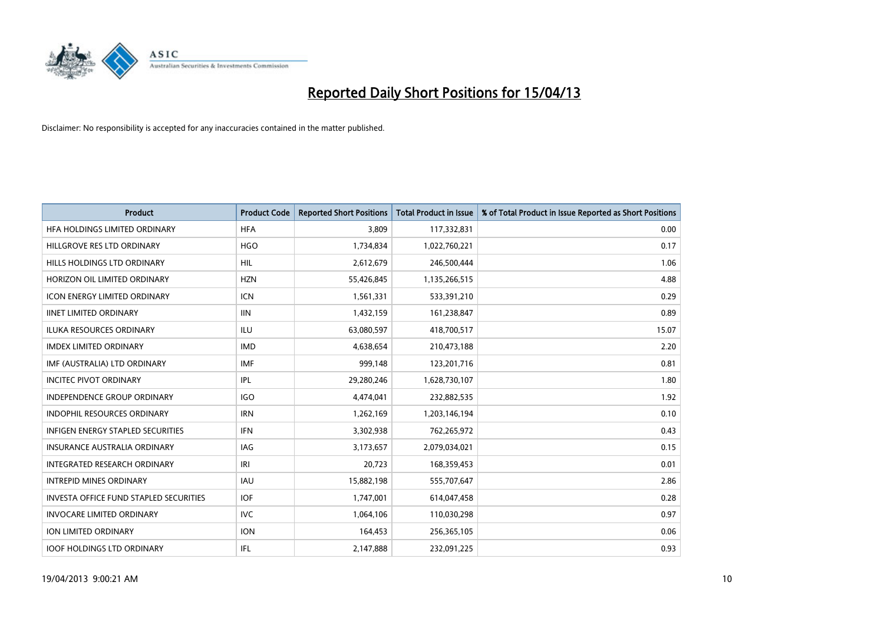# Reported Daily Short Positions for 15/04/13

Disclaimer: No responsibility is accepted for any inaccuracies contained in the matter published.

| Product | Product Code | Reported Short Positions | Total Product in Issue | % of Total Product in Issue Reported as Short Positions |
|---|---|---|---|---|
| HFA HOLDINGS LIMITED ORDINARY | HFA | 3,809 | 117,332,831 | 0.00 |
| HILLGROVE RES LTD ORDINARY | HGO | 1,734,834 | 1,022,760,221 | 0.17 |
| HILLS HOLDINGS LTD ORDINARY | HIL | 2,612,679 | 246,500,444 | 1.06 |
| HORIZON OIL LIMITED ORDINARY | HZN | 55,426,845 | 1,135,266,515 | 4.88 |
| ICON ENERGY LIMITED ORDINARY | ICN | 1,561,331 | 533,391,210 | 0.29 |
| IINET LIMITED ORDINARY | IIN | 1,432,159 | 161,238,847 | 0.89 |
| ILUKA RESOURCES ORDINARY | ILU | 63,080,597 | 418,700,517 | 15.07 |
| IMDEX LIMITED ORDINARY | IMD | 4,638,654 | 210,473,188 | 2.20 |
| IMF (AUSTRALIA) LTD ORDINARY | IMF | 999,148 | 123,201,716 | 0.81 |
| INCITEC PIVOT ORDINARY | IPL | 29,280,246 | 1,628,730,107 | 1.80 |
| INDEPENDENCE GROUP ORDINARY | IGO | 4,474,041 | 232,882,535 | 1.92 |
| INDOPHIL RESOURCES ORDINARY | IRN | 1,262,169 | 1,203,146,194 | 0.10 |
| INFIGEN ENERGY STAPLED SECURITIES | IFN | 3,302,938 | 762,265,972 | 0.43 |
| INSURANCE AUSTRALIA ORDINARY | IAG | 3,173,657 | 2,079,034,021 | 0.15 |
| INTEGRATED RESEARCH ORDINARY | IRI | 20,723 | 168,359,453 | 0.01 |
| INTREPID MINES ORDINARY | IAU | 15,882,198 | 555,707,647 | 2.86 |
| INVESTA OFFICE FUND STAPLED SECURITIES | IOF | 1,747,001 | 614,047,458 | 0.28 |
| INVOCARE LIMITED ORDINARY | IVC | 1,064,106 | 110,030,298 | 0.97 |
| ION LIMITED ORDINARY | ION | 164,453 | 256,365,105 | 0.06 |
| IOOF HOLDINGS LTD ORDINARY | IFL | 2,147,888 | 232,091,225 | 0.93 |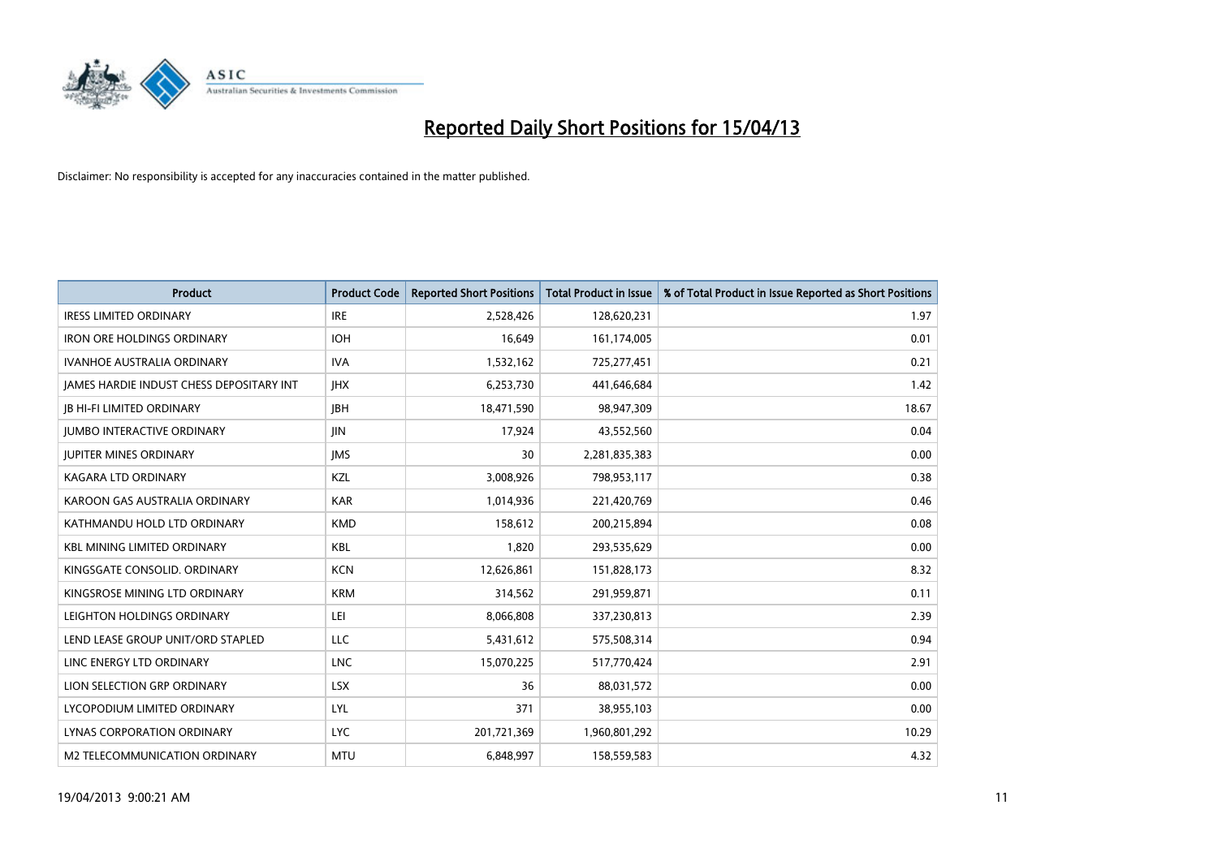# Reported Daily Short Positions for 15/04/13

Disclaimer: No responsibility is accepted for any inaccuracies contained in the matter published.

| Product | Product Code | Reported Short Positions | Total Product in Issue | % of Total Product in Issue Reported as Short Positions |
|---|---|---|---|---|
| IRESS LIMITED ORDINARY | IRE | 2,528,426 | 128,620,231 | 1.97 |
| IRON ORE HOLDINGS ORDINARY | IOH | 16,649 | 161,174,005 | 0.01 |
| IVANHOE AUSTRALIA ORDINARY | IVA | 1,532,162 | 725,277,451 | 0.21 |
| JAMES HARDIE INDUST CHESS DEPOSITARY INT | JHX | 6,253,730 | 441,646,684 | 1.42 |
| JB HI-FI LIMITED ORDINARY | JBH | 18,471,590 | 98,947,309 | 18.67 |
| JUMBO INTERACTIVE ORDINARY | JIN | 17,924 | 43,552,560 | 0.04 |
| JUPITER MINES ORDINARY | JMS | 30 | 2,281,835,383 | 0.00 |
| KAGARA LTD ORDINARY | KZL | 3,008,926 | 798,953,117 | 0.38 |
| KAROON GAS AUSTRALIA ORDINARY | KAR | 1,014,936 | 221,420,769 | 0.46 |
| KATHMANDU HOLD LTD ORDINARY | KMD | 158,612 | 200,215,894 | 0.08 |
| KBL MINING LIMITED ORDINARY | KBL | 1,820 | 293,535,629 | 0.00 |
| KINGSGATE CONSOLID. ORDINARY | KCN | 12,626,861 | 151,828,173 | 8.32 |
| KINGSROSE MINING LTD ORDINARY | KRM | 314,562 | 291,959,871 | 0.11 |
| LEIGHTON HOLDINGS ORDINARY | LEI | 8,066,808 | 337,230,813 | 2.39 |
| LEND LEASE GROUP UNIT/ORD STAPLED | LLC | 5,431,612 | 575,508,314 | 0.94 |
| LINC ENERGY LTD ORDINARY | LNC | 15,070,225 | 517,770,424 | 2.91 |
| LION SELECTION GRP ORDINARY | LSX | 36 | 88,031,572 | 0.00 |
| LYCOPODIUM LIMITED ORDINARY | LYL | 371 | 38,955,103 | 0.00 |
| LYNAS CORPORATION ORDINARY | LYC | 201,721,369 | 1,960,801,292 | 10.29 |
| M2 TELECOMMUNICATION ORDINARY | MTU | 6,848,997 | 158,559,583 | 4.32 |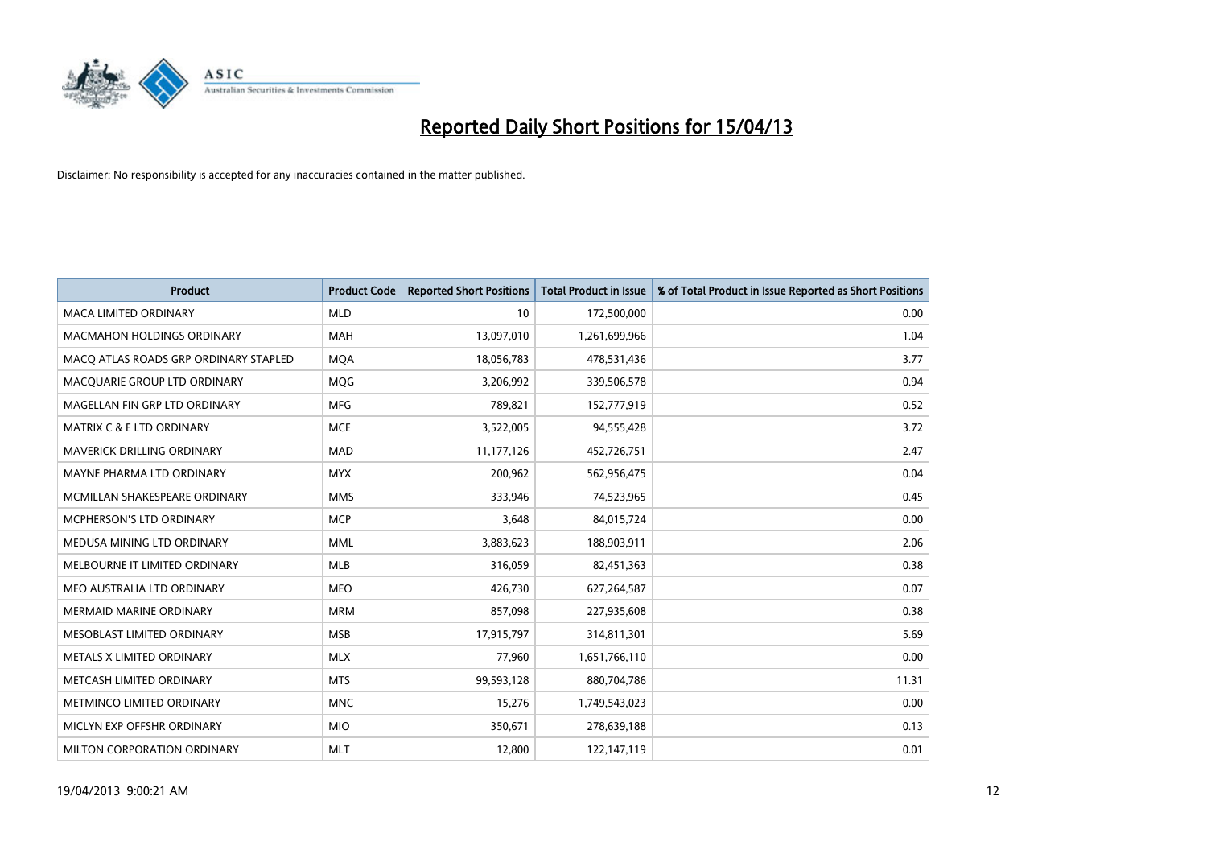# Reported Daily Short Positions for 15/04/13

Disclaimer: No responsibility is accepted for any inaccuracies contained in the matter published.

| Product | Product Code | Reported Short Positions | Total Product in Issue | % of Total Product in Issue Reported as Short Positions |
|---|---|---|---|---|
| MACA LIMITED ORDINARY | MLD | 10 | 172,500,000 | 0.00 |
| MACMAHON HOLDINGS ORDINARY | MAH | 13,097,010 | 1,261,699,966 | 1.04 |
| MACQ ATLAS ROADS GRP ORDINARY STAPLED | MQA | 18,056,783 | 478,531,436 | 3.77 |
| MACQUARIE GROUP LTD ORDINARY | MQG | 3,206,992 | 339,506,578 | 0.94 |
| MAGELLAN FIN GRP LTD ORDINARY | MFG | 789,821 | 152,777,919 | 0.52 |
| MATRIX C & E LTD ORDINARY | MCE | 3,522,005 | 94,555,428 | 3.72 |
| MAVERICK DRILLING ORDINARY | MAD | 11,177,126 | 452,726,751 | 2.47 |
| MAYNE PHARMA LTD ORDINARY | MYX | 200,962 | 562,956,475 | 0.04 |
| MCMILLAN SHAKESPEARE ORDINARY | MMS | 333,946 | 74,523,965 | 0.45 |
| MCPHERSON'S LTD ORDINARY | MCP | 3,648 | 84,015,724 | 0.00 |
| MEDUSA MINING LTD ORDINARY | MML | 3,883,623 | 188,903,911 | 2.06 |
| MELBOURNE IT LIMITED ORDINARY | MLB | 316,059 | 82,451,363 | 0.38 |
| MEO AUSTRALIA LTD ORDINARY | MEO | 426,730 | 627,264,587 | 0.07 |
| MERMAID MARINE ORDINARY | MRM | 857,098 | 227,935,608 | 0.38 |
| MESOBLAST LIMITED ORDINARY | MSB | 17,915,797 | 314,811,301 | 5.69 |
| METALS X LIMITED ORDINARY | MLX | 77,960 | 1,651,766,110 | 0.00 |
| METCASH LIMITED ORDINARY | MTS | 99,593,128 | 880,704,786 | 11.31 |
| METMINCO LIMITED ORDINARY | MNC | 15,276 | 1,749,543,023 | 0.00 |
| MICLYN EXP OFFSHR ORDINARY | MIO | 350,671 | 278,639,188 | 0.13 |
| MILTON CORPORATION ORDINARY | MLT | 12,800 | 122,147,119 | 0.01 |

19/04/2013 9:00:21 AM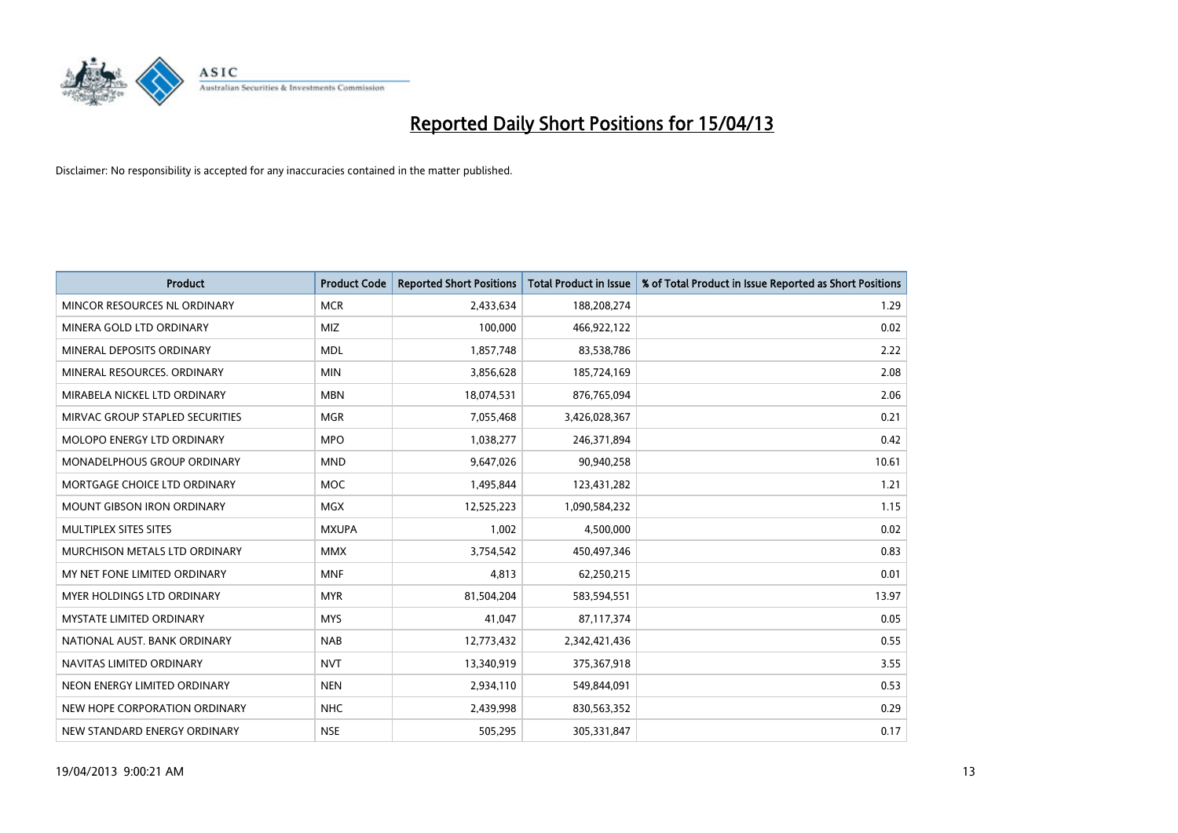# Reported Daily Short Positions for 15/04/13

Disclaimer: No responsibility is accepted for any inaccuracies contained in the matter published.

| Product | Product Code | Reported Short Positions | Total Product in Issue | % of Total Product in Issue Reported as Short Positions |
|---|---|---|---|---|
| MINCOR RESOURCES NL ORDINARY | MCR | 2,433,634 | 188,208,274 | 1.29 |
| MINERA GOLD LTD ORDINARY | MIZ | 100,000 | 466,922,122 | 0.02 |
| MINERAL DEPOSITS ORDINARY | MDL | 1,857,748 | 83,538,786 | 2.22 |
| MINERAL RESOURCES. ORDINARY | MIN | 3,856,628 | 185,724,169 | 2.08 |
| MIRABELA NICKEL LTD ORDINARY | MBN | 18,074,531 | 876,765,094 | 2.06 |
| MIRVAC GROUP STAPLED SECURITIES | MGR | 7,055,468 | 3,426,028,367 | 0.21 |
| MOLOPO ENERGY LTD ORDINARY | MPO | 1,038,277 | 246,371,894 | 0.42 |
| MONADELPHOUS GROUP ORDINARY | MND | 9,647,026 | 90,940,258 | 10.61 |
| MORTGAGE CHOICE LTD ORDINARY | MOC | 1,495,844 | 123,431,282 | 1.21 |
| MOUNT GIBSON IRON ORDINARY | MGX | 12,525,223 | 1,090,584,232 | 1.15 |
| MULTIPLEX SITES SITES | MXUPA | 1,002 | 4,500,000 | 0.02 |
| MURCHISON METALS LTD ORDINARY | MMX | 3,754,542 | 450,497,346 | 0.83 |
| MY NET FONE LIMITED ORDINARY | MNF | 4,813 | 62,250,215 | 0.01 |
| MYER HOLDINGS LTD ORDINARY | MYR | 81,504,204 | 583,594,551 | 13.97 |
| MYSTATE LIMITED ORDINARY | MYS | 41,047 | 87,117,374 | 0.05 |
| NATIONAL AUST. BANK ORDINARY | NAB | 12,773,432 | 2,342,421,436 | 0.55 |
| NAVITAS LIMITED ORDINARY | NVT | 13,340,919 | 375,367,918 | 3.55 |
| NEON ENERGY LIMITED ORDINARY | NEN | 2,934,110 | 549,844,091 | 0.53 |
| NEW HOPE CORPORATION ORDINARY | NHC | 2,439,998 | 830,563,352 | 0.29 |
| NEW STANDARD ENERGY ORDINARY | NSE | 505,295 | 305,331,847 | 0.17 |

19/04/2013 9:00:21 AM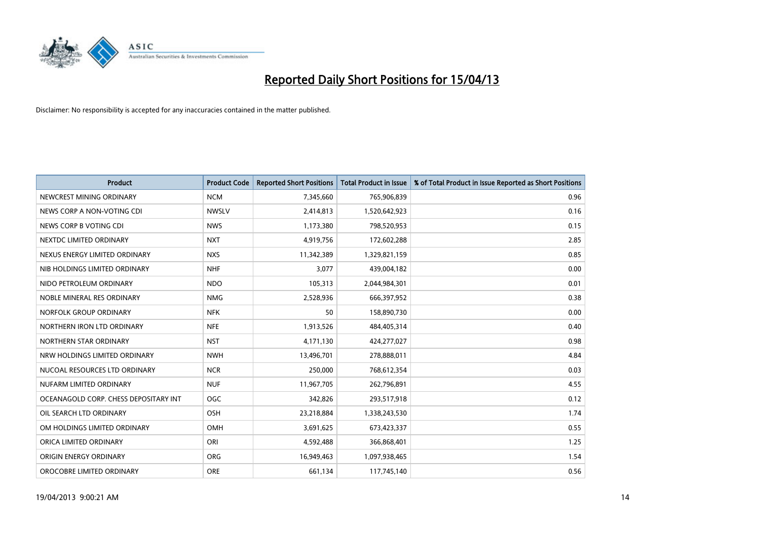# Reported Daily Short Positions for 15/04/13

Disclaimer: No responsibility is accepted for any inaccuracies contained in the matter published.

| Product | Product Code | Reported Short Positions | Total Product in Issue | % of Total Product in Issue Reported as Short Positions |
|---|---|---|---|---|
| NEWCREST MINING ORDINARY | NCM | 7,345,660 | 765,906,839 | 0.96 |
| NEWS CORP A NON-VOTING CDI | NWSLV | 2,414,813 | 1,520,642,923 | 0.16 |
| NEWS CORP B VOTING CDI | NWS | 1,173,380 | 798,520,953 | 0.15 |
| NEXTDC LIMITED ORDINARY | NXT | 4,919,756 | 172,602,288 | 2.85 |
| NEXUS ENERGY LIMITED ORDINARY | NXS | 11,342,389 | 1,329,821,159 | 0.85 |
| NIB HOLDINGS LIMITED ORDINARY | NHF | 3,077 | 439,004,182 | 0.00 |
| NIDO PETROLEUM ORDINARY | NDO | 105,313 | 2,044,984,301 | 0.01 |
| NOBLE MINERAL RES ORDINARY | NMG | 2,528,936 | 666,397,952 | 0.38 |
| NORFOLK GROUP ORDINARY | NFK | 50 | 158,890,730 | 0.00 |
| NORTHERN IRON LTD ORDINARY | NFE | 1,913,526 | 484,405,314 | 0.40 |
| NORTHERN STAR ORDINARY | NST | 4,171,130 | 424,277,027 | 0.98 |
| NRW HOLDINGS LIMITED ORDINARY | NWH | 13,496,701 | 278,888,011 | 4.84 |
| NUCOAL RESOURCES LTD ORDINARY | NCR | 250,000 | 768,612,354 | 0.03 |
| NUFARM LIMITED ORDINARY | NUF | 11,967,705 | 262,796,891 | 4.55 |
| OCEANAGOLD CORP. CHESS DEPOSITARY INT | OGC | 342,826 | 293,517,918 | 0.12 |
| OIL SEARCH LTD ORDINARY | OSH | 23,218,884 | 1,338,243,530 | 1.74 |
| OM HOLDINGS LIMITED ORDINARY | OMH | 3,691,625 | 673,423,337 | 0.55 |
| ORICA LIMITED ORDINARY | ORI | 4,592,488 | 366,868,401 | 1.25 |
| ORIGIN ENERGY ORDINARY | ORG | 16,949,463 | 1,097,938,465 | 1.54 |
| OROCOBRE LIMITED ORDINARY | ORE | 661,134 | 117,745,140 | 0.56 |

19/04/2013 9:00:21 AM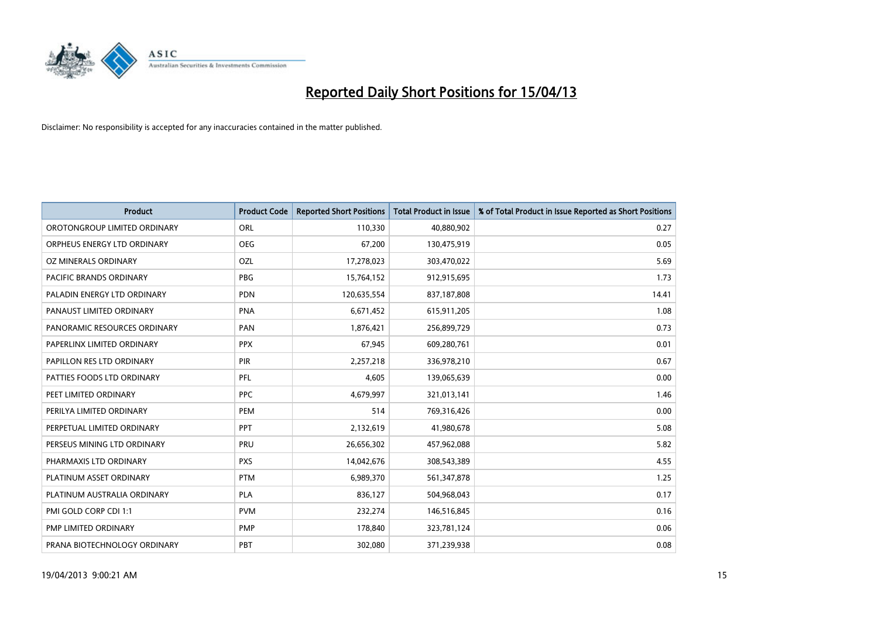# Reported Daily Short Positions for 15/04/13

Disclaimer: No responsibility is accepted for any inaccuracies contained in the matter published.

| Product | Product Code | Reported Short Positions | Total Product in Issue | % of Total Product in Issue Reported as Short Positions |
|---|---|---|---|---|
| OROTONGROUP LIMITED ORDINARY | ORL | 110,330 | 40,880,902 | 0.27 |
| ORPHEUS ENERGY LTD ORDINARY | OEG | 67,200 | 130,475,919 | 0.05 |
| OZ MINERALS ORDINARY | OZL | 17,278,023 | 303,470,022 | 5.69 |
| PACIFIC BRANDS ORDINARY | PBG | 15,764,152 | 912,915,695 | 1.73 |
| PALADIN ENERGY LTD ORDINARY | PDN | 120,635,554 | 837,187,808 | 14.41 |
| PANAUST LIMITED ORDINARY | PNA | 6,671,452 | 615,911,205 | 1.08 |
| PANORAMIC RESOURCES ORDINARY | PAN | 1,876,421 | 256,899,729 | 0.73 |
| PAPERLINX LIMITED ORDINARY | PPX | 67,945 | 609,280,761 | 0.01 |
| PAPILLON RES LTD ORDINARY | PIR | 2,257,218 | 336,978,210 | 0.67 |
| PATTIES FOODS LTD ORDINARY | PFL | 4,605 | 139,065,639 | 0.00 |
| PEET LIMITED ORDINARY | PPC | 4,679,997 | 321,013,141 | 1.46 |
| PERILYA LIMITED ORDINARY | PEM | 514 | 769,316,426 | 0.00 |
| PERPETUAL LIMITED ORDINARY | PPT | 2,132,619 | 41,980,678 | 5.08 |
| PERSEUS MINING LTD ORDINARY | PRU | 26,656,302 | 457,962,088 | 5.82 |
| PHARMAXIS LTD ORDINARY | PXS | 14,042,676 | 308,543,389 | 4.55 |
| PLATINUM ASSET ORDINARY | PTM | 6,989,370 | 561,347,878 | 1.25 |
| PLATINUM AUSTRALIA ORDINARY | PLA | 836,127 | 504,968,043 | 0.17 |
| PMI GOLD CORP CDI 1:1 | PVM | 232,274 | 146,516,845 | 0.16 |
| PMP LIMITED ORDINARY | PMP | 178,840 | 323,781,124 | 0.06 |
| PRANA BIOTECHNOLOGY ORDINARY | PBT | 302,080 | 371,239,938 | 0.08 |

19/04/2013 9:00:21 AM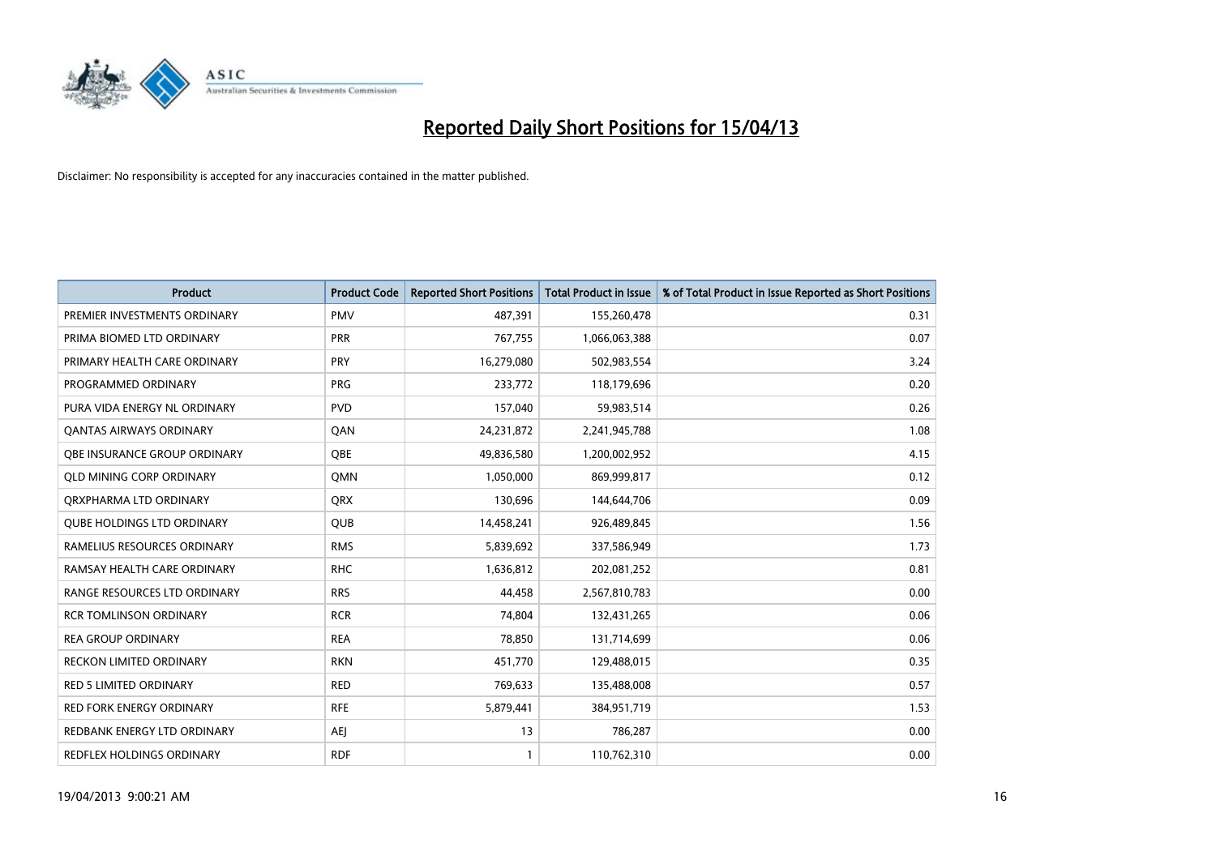# Reported Daily Short Positions for 15/04/13

Disclaimer: No responsibility is accepted for any inaccuracies contained in the matter published.

| Product | Product Code | Reported Short Positions | Total Product in Issue | % of Total Product in Issue Reported as Short Positions |
|---|---|---|---|---|
| PREMIER INVESTMENTS ORDINARY | PMV | 487,391 | 155,260,478 | 0.31 |
| PRIMA BIOMED LTD ORDINARY | PRR | 767,755 | 1,066,063,388 | 0.07 |
| PRIMARY HEALTH CARE ORDINARY | PRY | 16,279,080 | 502,983,554 | 3.24 |
| PROGRAMMED ORDINARY | PRG | 233,772 | 118,179,696 | 0.20 |
| PURA VIDA ENERGY NL ORDINARY | PVD | 157,040 | 59,983,514 | 0.26 |
| QANTAS AIRWAYS ORDINARY | QAN | 24,231,872 | 2,241,945,788 | 1.08 |
| QBE INSURANCE GROUP ORDINARY | QBE | 49,836,580 | 1,200,002,952 | 4.15 |
| QLD MINING CORP ORDINARY | QMN | 1,050,000 | 869,999,817 | 0.12 |
| QRXPHARMA LTD ORDINARY | QRX | 130,696 | 144,644,706 | 0.09 |
| QUBE HOLDINGS LTD ORDINARY | QUB | 14,458,241 | 926,489,845 | 1.56 |
| RAMELIUS RESOURCES ORDINARY | RMS | 5,839,692 | 337,586,949 | 1.73 |
| RAMSAY HEALTH CARE ORDINARY | RHC | 1,636,812 | 202,081,252 | 0.81 |
| RANGE RESOURCES LTD ORDINARY | RRS | 44,458 | 2,567,810,783 | 0.00 |
| RCR TOMLINSON ORDINARY | RCR | 74,804 | 132,431,265 | 0.06 |
| REA GROUP ORDINARY | REA | 78,850 | 131,714,699 | 0.06 |
| RECKON LIMITED ORDINARY | RKN | 451,770 | 129,488,015 | 0.35 |
| RED 5 LIMITED ORDINARY | RED | 769,633 | 135,488,008 | 0.57 |
| RED FORK ENERGY ORDINARY | RFE | 5,879,441 | 384,951,719 | 1.53 |
| REDBANK ENERGY LTD ORDINARY | AEJ | 13 | 786,287 | 0.00 |
| REDFLEX HOLDINGS ORDINARY | RDF | 1 | 110,762,310 | 0.00 |

19/04/2013 9:00:21 AM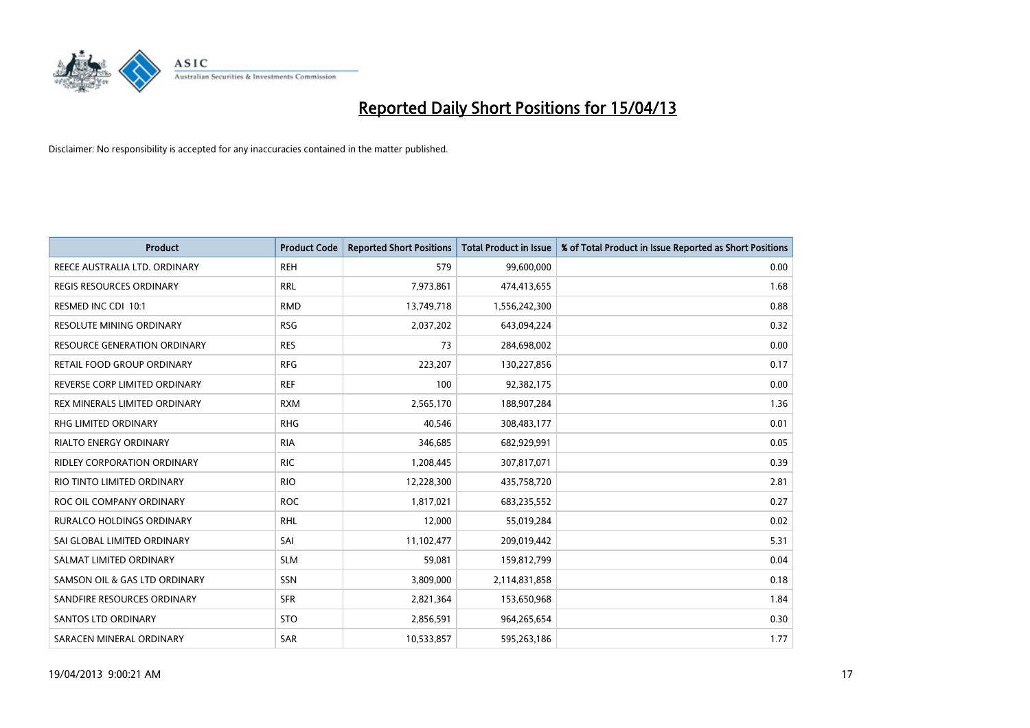# Reported Daily Short Positions for 15/04/13

Disclaimer: No responsibility is accepted for any inaccuracies contained in the matter published.

| Product | Product Code | Reported Short Positions | Total Product in Issue | % of Total Product in Issue Reported as Short Positions |
|---|---|---|---|---|
| REECE AUSTRALIA LTD. ORDINARY | REH | 579 | 99,600,000 | 0.00 |
| REGIS RESOURCES ORDINARY | RRL | 7,973,861 | 474,413,655 | 1.68 |
| RESMED INC CDI 10:1 | RMD | 13,749,718 | 1,556,242,300 | 0.88 |
| RESOLUTE MINING ORDINARY | RSG | 2,037,202 | 643,094,224 | 0.32 |
| RESOURCE GENERATION ORDINARY | RES | 73 | 284,698,002 | 0.00 |
| RETAIL FOOD GROUP ORDINARY | RFG | 223,207 | 130,227,856 | 0.17 |
| REVERSE CORP LIMITED ORDINARY | REF | 100 | 92,382,175 | 0.00 |
| REX MINERALS LIMITED ORDINARY | RXM | 2,565,170 | 188,907,284 | 1.36 |
| RHG LIMITED ORDINARY | RHG | 40,546 | 308,483,177 | 0.01 |
| RIALTO ENERGY ORDINARY | RIA | 346,685 | 682,929,991 | 0.05 |
| RIDLEY CORPORATION ORDINARY | RIC | 1,208,445 | 307,817,071 | 0.39 |
| RIO TINTO LIMITED ORDINARY | RIO | 12,228,300 | 435,758,720 | 2.81 |
| ROC OIL COMPANY ORDINARY | ROC | 1,817,021 | 683,235,552 | 0.27 |
| RURALCO HOLDINGS ORDINARY | RHL | 12,000 | 55,019,284 | 0.02 |
| SAI GLOBAL LIMITED ORDINARY | SAI | 11,102,477 | 209,019,442 | 5.31 |
| SALMAT LIMITED ORDINARY | SLM | 59,081 | 159,812,799 | 0.04 |
| SAMSON OIL & GAS LTD ORDINARY | SSN | 3,809,000 | 2,114,831,858 | 0.18 |
| SANDFIRE RESOURCES ORDINARY | SFR | 2,821,364 | 153,650,968 | 1.84 |
| SANTOS LTD ORDINARY | STO | 2,856,591 | 964,265,654 | 0.30 |
| SARACEN MINERAL ORDINARY | SAR | 10,533,857 | 595,263,186 | 1.77 |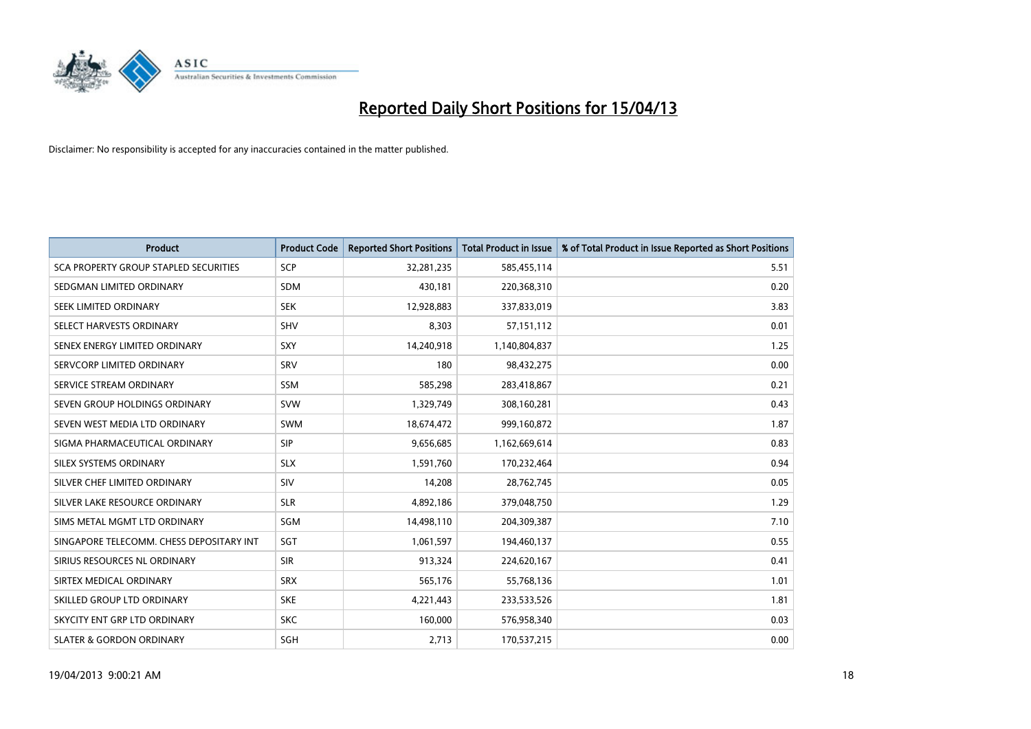# Reported Daily Short Positions for 15/04/13

Disclaimer: No responsibility is accepted for any inaccuracies contained in the matter published.

| Product | Product Code | Reported Short Positions | Total Product in Issue | % of Total Product in Issue Reported as Short Positions |
|---|---|---|---|---|
| SCA PROPERTY GROUP STAPLED SECURITIES | SCP | 32,281,235 | 585,455,114 | 5.51 |
| SEDGMAN LIMITED ORDINARY | SDM | 430,181 | 220,368,310 | 0.20 |
| SEEK LIMITED ORDINARY | SEK | 12,928,883 | 337,833,019 | 3.83 |
| SELECT HARVESTS ORDINARY | SHV | 8,303 | 57,151,112 | 0.01 |
| SENEX ENERGY LIMITED ORDINARY | SXY | 14,240,918 | 1,140,804,837 | 1.25 |
| SERVCORP LIMITED ORDINARY | SRV | 180 | 98,432,275 | 0.00 |
| SERVICE STREAM ORDINARY | SSM | 585,298 | 283,418,867 | 0.21 |
| SEVEN GROUP HOLDINGS ORDINARY | SVW | 1,329,749 | 308,160,281 | 0.43 |
| SEVEN WEST MEDIA LTD ORDINARY | SWM | 18,674,472 | 999,160,872 | 1.87 |
| SIGMA PHARMACEUTICAL ORDINARY | SIP | 9,656,685 | 1,162,669,614 | 0.83 |
| SILEX SYSTEMS ORDINARY | SLX | 1,591,760 | 170,232,464 | 0.94 |
| SILVER CHEF LIMITED ORDINARY | SIV | 14,208 | 28,762,745 | 0.05 |
| SILVER LAKE RESOURCE ORDINARY | SLR | 4,892,186 | 379,048,750 | 1.29 |
| SIMS METAL MGMT LTD ORDINARY | SGM | 14,498,110 | 204,309,387 | 7.10 |
| SINGAPORE TELECOMM. CHESS DEPOSITARY INT | SGT | 1,061,597 | 194,460,137 | 0.55 |
| SIRIUS RESOURCES NL ORDINARY | SIR | 913,324 | 224,620,167 | 0.41 |
| SIRTEX MEDICAL ORDINARY | SRX | 565,176 | 55,768,136 | 1.01 |
| SKILLED GROUP LTD ORDINARY | SKE | 4,221,443 | 233,533,526 | 1.81 |
| SKYCITY ENT GRP LTD ORDINARY | SKC | 160,000 | 576,958,340 | 0.03 |
| SLATER & GORDON ORDINARY | SGH | 2,713 | 170,537,215 | 0.00 |

19/04/2013 9:00:21 AM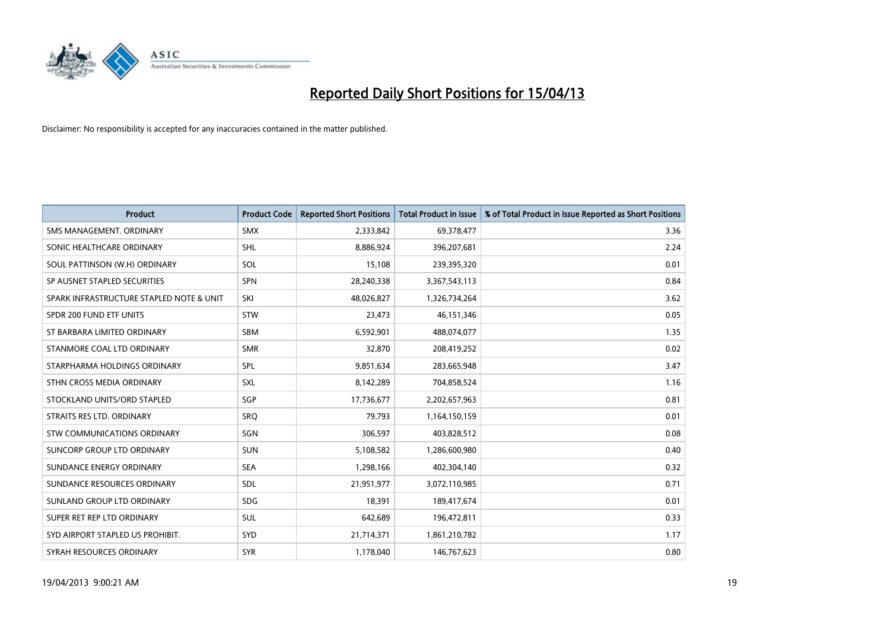# Reported Daily Short Positions for 15/04/13

Disclaimer: No responsibility is accepted for any inaccuracies contained in the matter published.

| Product | Product Code | Reported Short Positions | Total Product in Issue | % of Total Product in Issue Reported as Short Positions |
|---|---|---|---|---|
| SMS MANAGEMENT. ORDINARY | SMX | 2,333,842 | 69,378,477 | 3.36 |
| SONIC HEALTHCARE ORDINARY | SHL | 8,886,924 | 396,207,681 | 2.24 |
| SOUL PATTINSON (W.H) ORDINARY | SOL | 15,108 | 239,395,320 | 0.01 |
| SP AUSNET STAPLED SECURITIES | SPN | 28,240,338 | 3,367,543,113 | 0.84 |
| SPARK INFRASTRUCTURE STAPLED NOTE & UNIT | SKI | 48,026,827 | 1,326,734,264 | 3.62 |
| SPDR 200 FUND ETF UNITS | STW | 23,473 | 46,151,346 | 0.05 |
| ST BARBARA LIMITED ORDINARY | SBM | 6,592,901 | 488,074,077 | 1.35 |
| STANMORE COAL LTD ORDINARY | SMR | 32,870 | 208,419,252 | 0.02 |
| STARPHARMA HOLDINGS ORDINARY | SPL | 9,851,634 | 283,665,948 | 3.47 |
| STHN CROSS MEDIA ORDINARY | SXL | 8,142,289 | 704,858,524 | 1.16 |
| STOCKLAND UNITS/ORD STAPLED | SGP | 17,736,677 | 2,202,657,963 | 0.81 |
| STRAITS RES LTD. ORDINARY | SRQ | 79,793 | 1,164,150,159 | 0.01 |
| STW COMMUNICATIONS ORDINARY | SGN | 306,597 | 403,828,512 | 0.08 |
| SUNCORP GROUP LTD ORDINARY | SUN | 5,108,582 | 1,286,600,980 | 0.40 |
| SUNDANCE ENERGY ORDINARY | SEA | 1,298,166 | 402,304,140 | 0.32 |
| SUNDANCE RESOURCES ORDINARY | SDL | 21,951,977 | 3,072,110,985 | 0.71 |
| SUNLAND GROUP LTD ORDINARY | SDG | 18,391 | 189,417,674 | 0.01 |
| SUPER RET REP LTD ORDINARY | SUL | 642,689 | 196,472,811 | 0.33 |
| SYD AIRPORT STAPLED US PROHIBIT. | SYD | 21,714,371 | 1,861,210,782 | 1.17 |
| SYRAH RESOURCES ORDINARY | SYR | 1,178,040 | 146,767,623 | 0.80 |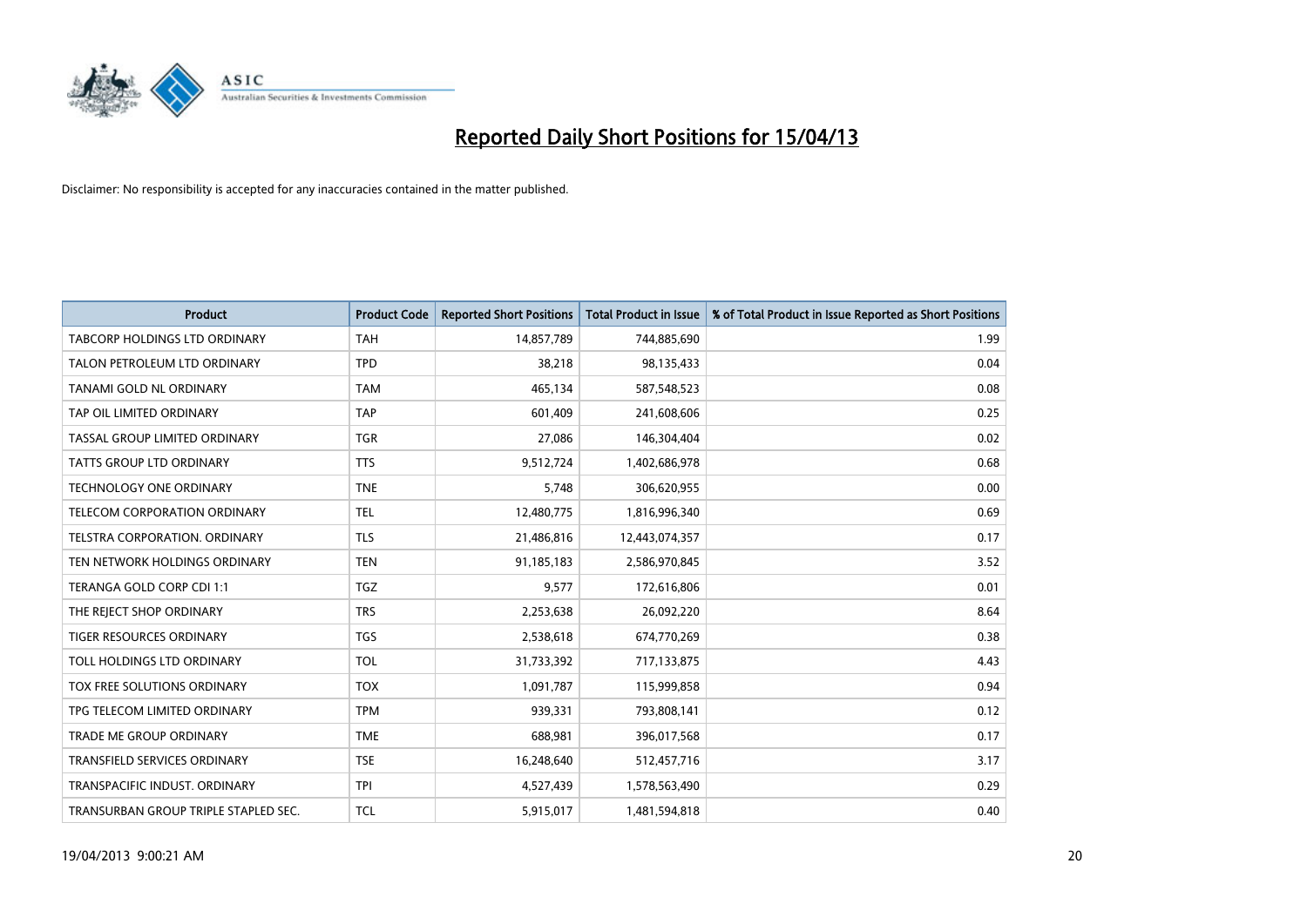# Reported Daily Short Positions for 15/04/13

Disclaimer: No responsibility is accepted for any inaccuracies contained in the matter published.

| Product | Product Code | Reported Short Positions | Total Product in Issue | % of Total Product in Issue Reported as Short Positions |
|---|---|---|---|---|
| TABCORP HOLDINGS LTD ORDINARY | TAH | 14,857,789 | 744,885,690 | 1.99 |
| TALON PETROLEUM LTD ORDINARY | TPD | 38,218 | 98,135,433 | 0.04 |
| TANAMI GOLD NL ORDINARY | TAM | 465,134 | 587,548,523 | 0.08 |
| TAP OIL LIMITED ORDINARY | TAP | 601,409 | 241,608,606 | 0.25 |
| TASSAL GROUP LIMITED ORDINARY | TGR | 27,086 | 146,304,404 | 0.02 |
| TATTS GROUP LTD ORDINARY | TTS | 9,512,724 | 1,402,686,978 | 0.68 |
| TECHNOLOGY ONE ORDINARY | TNE | 5,748 | 306,620,955 | 0.00 |
| TELECOM CORPORATION ORDINARY | TEL | 12,480,775 | 1,816,996,340 | 0.69 |
| TELSTRA CORPORATION. ORDINARY | TLS | 21,486,816 | 12,443,074,357 | 0.17 |
| TEN NETWORK HOLDINGS ORDINARY | TEN | 91,185,183 | 2,586,970,845 | 3.52 |
| TERANGA GOLD CORP CDI 1:1 | TGZ | 9,577 | 172,616,806 | 0.01 |
| THE REJECT SHOP ORDINARY | TRS | 2,253,638 | 26,092,220 | 8.64 |
| TIGER RESOURCES ORDINARY | TGS | 2,538,618 | 674,770,269 | 0.38 |
| TOLL HOLDINGS LTD ORDINARY | TOL | 31,733,392 | 717,133,875 | 4.43 |
| TOX FREE SOLUTIONS ORDINARY | TOX | 1,091,787 | 115,999,858 | 0.94 |
| TPG TELECOM LIMITED ORDINARY | TPM | 939,331 | 793,808,141 | 0.12 |
| TRADE ME GROUP ORDINARY | TME | 688,981 | 396,017,568 | 0.17 |
| TRANSFIELD SERVICES ORDINARY | TSE | 16,248,640 | 512,457,716 | 3.17 |
| TRANSPACIFIC INDUST. ORDINARY | TPI | 4,527,439 | 1,578,563,490 | 0.29 |
| TRANSURBAN GROUP TRIPLE STAPLED SEC. | TCL | 5,915,017 | 1,481,594,818 | 0.40 |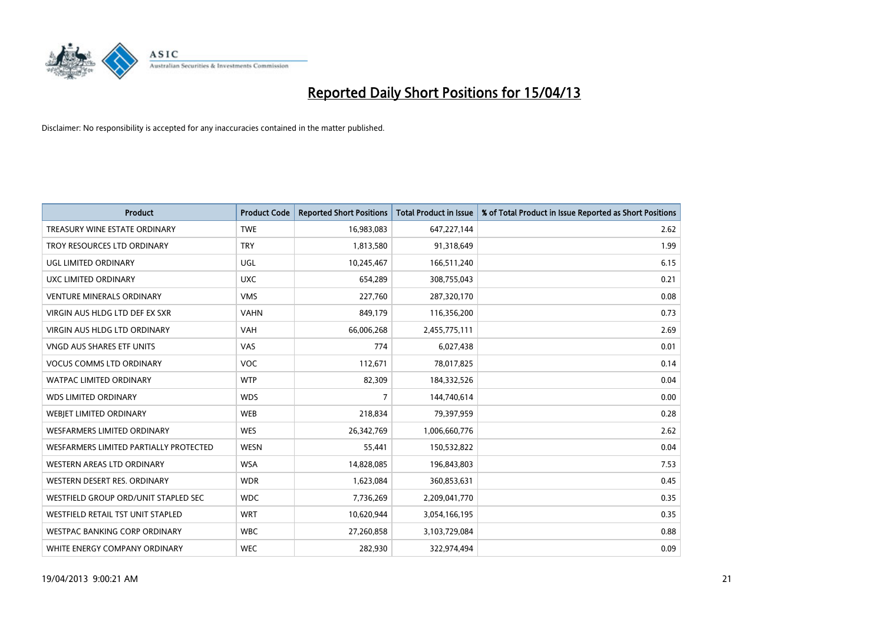# Reported Daily Short Positions for 15/04/13

Disclaimer: No responsibility is accepted for any inaccuracies contained in the matter published.

| Product | Product Code | Reported Short Positions | Total Product in Issue | % of Total Product in Issue Reported as Short Positions |
|---|---|---|---|---|
| TREASURY WINE ESTATE ORDINARY | TWE | 16,983,083 | 647,227,144 | 2.62 |
| TROY RESOURCES LTD ORDINARY | TRY | 1,813,580 | 91,318,649 | 1.99 |
| UGL LIMITED ORDINARY | UGL | 10,245,467 | 166,511,240 | 6.15 |
| UXC LIMITED ORDINARY | UXC | 654,289 | 308,755,043 | 0.21 |
| VENTURE MINERALS ORDINARY | VMS | 227,760 | 287,320,170 | 0.08 |
| VIRGIN AUS HLDG LTD DEF EX SXR | VAHN | 849,179 | 116,356,200 | 0.73 |
| VIRGIN AUS HLDG LTD ORDINARY | VAH | 66,006,268 | 2,455,775,111 | 2.69 |
| VNGD AUS SHARES ETF UNITS | VAS | 774 | 6,027,438 | 0.01 |
| VOCUS COMMS LTD ORDINARY | VOC | 112,671 | 78,017,825 | 0.14 |
| WATPAC LIMITED ORDINARY | WTP | 82,309 | 184,332,526 | 0.04 |
| WDS LIMITED ORDINARY | WDS | 7 | 144,740,614 | 0.00 |
| WEBJET LIMITED ORDINARY | WEB | 218,834 | 79,397,959 | 0.28 |
| WESFARMERS LIMITED ORDINARY | WES | 26,342,769 | 1,006,660,776 | 2.62 |
| WESFARMERS LIMITED PARTIALLY PROTECTED | WESN | 55,441 | 150,532,822 | 0.04 |
| WESTERN AREAS LTD ORDINARY | WSA | 14,828,085 | 196,843,803 | 7.53 |
| WESTERN DESERT RES. ORDINARY | WDR | 1,623,084 | 360,853,631 | 0.45 |
| WESTFIELD GROUP ORD/UNIT STAPLED SEC | WDC | 7,736,269 | 2,209,041,770 | 0.35 |
| WESTFIELD RETAIL TST UNIT STAPLED | WRT | 10,620,944 | 3,054,166,195 | 0.35 |
| WESTPAC BANKING CORP ORDINARY | WBC | 27,260,858 | 3,103,729,084 | 0.88 |
| WHITE ENERGY COMPANY ORDINARY | WEC | 282,930 | 322,974,494 | 0.09 |

19/04/2013 9:00:21 AM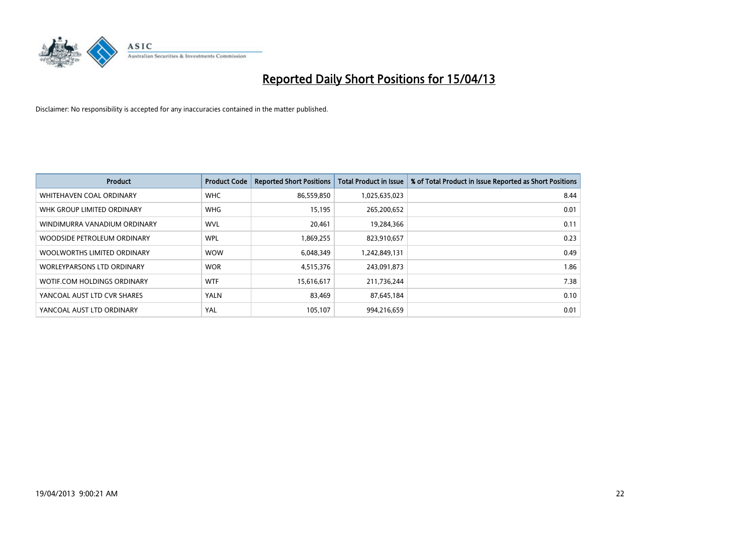# Reported Daily Short Positions for 15/04/13

Disclaimer: No responsibility is accepted for any inaccuracies contained in the matter published.

| Product | Product Code | Reported Short Positions | Total Product in Issue | % of Total Product in Issue Reported as Short Positions |
|---|---|---|---|---|
| WHITEHAVEN COAL ORDINARY | WHC | 86,559,850 | 1,025,635,023 | 8.44 |
| WHK GROUP LIMITED ORDINARY | WHG | 15,195 | 265,200,652 | 0.01 |
| WINDIMURRA VANADIUM ORDINARY | WVL | 20,461 | 19,284,366 | 0.11 |
| WOODSIDE PETROLEUM ORDINARY | WPL | 1,869,255 | 823,910,657 | 0.23 |
| WOOLWORTHS LIMITED ORDINARY | WOW | 6,048,349 | 1,242,849,131 | 0.49 |
| WORLEYPARSONS LTD ORDINARY | WOR | 4,515,376 | 243,091,873 | 1.86 |
| WOTIF.COM HOLDINGS ORDINARY | WTF | 15,616,617 | 211,736,244 | 7.38 |
| YANCOAL AUST LTD CVR SHARES | YALN | 83,469 | 87,645,184 | 0.10 |
| YANCOAL AUST LTD ORDINARY | YAL | 105,107 | 994,216,659 | 0.01 |

19/04/2013 9:00:21 AM